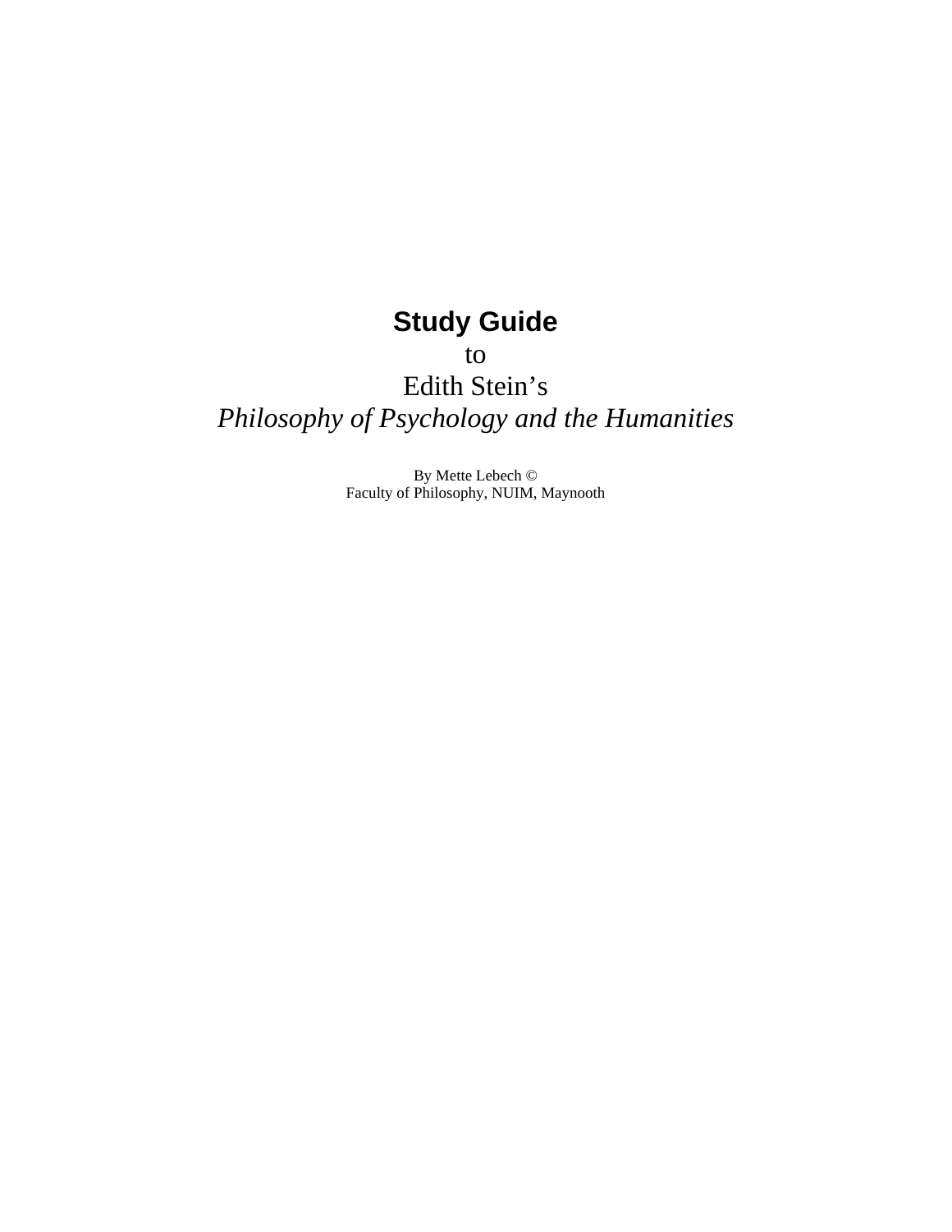# Study Guide

to

Edith Stein's

*Philosophy of Psychology and the Humanities*

By Mette Lebech ©

Faculty of Philosophy, NUIM, Maynooth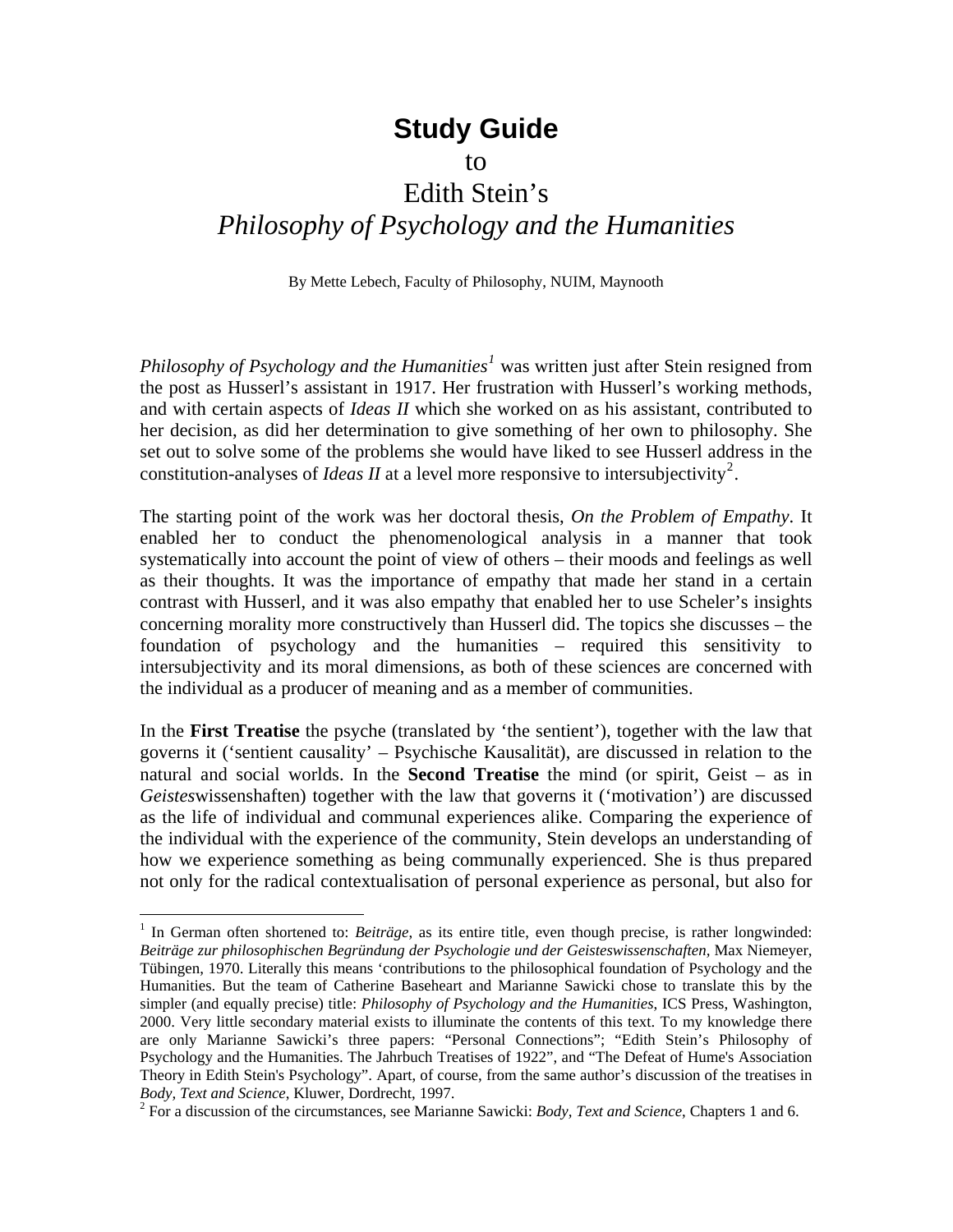# Study Guide

to

Edith Stein's

*Philosophy of Psychology and the Humanities*

By Mette Lebech, Faculty of Philosophy, NUIM, Maynooth

*Philosophy of Psychology and the Humanities*[1] was written just after Stein resigned from the post as Husserl's assistant in 1917. Her frustration with Husserl's working methods, and with certain aspects of *Ideas II* which she worked on as his assistant, contributed to her decision, as did her determination to give something of her own to philosophy. She set out to solve some of the problems she would have liked to see Husserl address in the constitution-analyses of *Ideas II* at a level more responsive to intersubjectivity[2].

The starting point of the work was her doctoral thesis, *On the Problem of Empathy*. It enabled her to conduct the phenomenological analysis in a manner that took systematically into account the point of view of others – their moods and feelings as well as their thoughts. It was the importance of empathy that made her stand in a certain contrast with Husserl, and it was also empathy that enabled her to use Scheler's insights concerning morality more constructively than Husserl did. The topics she discusses – the foundation of psychology and the humanities – required this sensitivity to intersubjectivity and its moral dimensions, as both of these sciences are concerned with the individual as a producer of meaning and as a member of communities.

In the **First Treatise** the psyche (translated by 'the sentient'), together with the law that governs it ('sentient causality' – Psychische Kausalität), are discussed in relation to the natural and social worlds. In the **Second Treatise** the mind (or spirit, Geist – as in *Geistes*wissenshaften) together with the law that governs it ('motivation') are discussed as the life of individual and communal experiences alike. Comparing the experience of the individual with the experience of the community, Stein develops an understanding of how we experience something as being communally experienced. She is thus prepared not only for the radical contextualisation of personal experience as personal, but also for

[1] In German often shortened to: *Beiträge*, as its entire title, even though precise, is rather longwinded: *Beiträge zur philosophischen Begründung der Psychologie und der Geisteswissenschaften*, Max Niemeyer, Tübingen, 1970. Literally this means 'contributions to the philosophical foundation of Psychology and the Humanities. But the team of Catherine Baseheart and Marianne Sawicki chose to translate this by the simpler (and equally precise) title: *Philosophy of Psychology and the Humanities*, ICS Press, Washington, 2000. Very little secondary material exists to illuminate the contents of this text. To my knowledge there are only Marianne Sawicki's three papers: "Personal Connections"; "Edith Stein's Philosophy of Psychology and the Humanities. The Jahrbuch Treatises of 1922", and "The Defeat of Hume's Association Theory in Edith Stein's Psychology". Apart, of course, from the same author's discussion of the treatises in *Body, Text and Science*, Kluwer, Dordrecht, 1997.

[2] For a discussion of the circumstances, see Marianne Sawicki: *Body, Text and Science*, Chapters 1 and 6.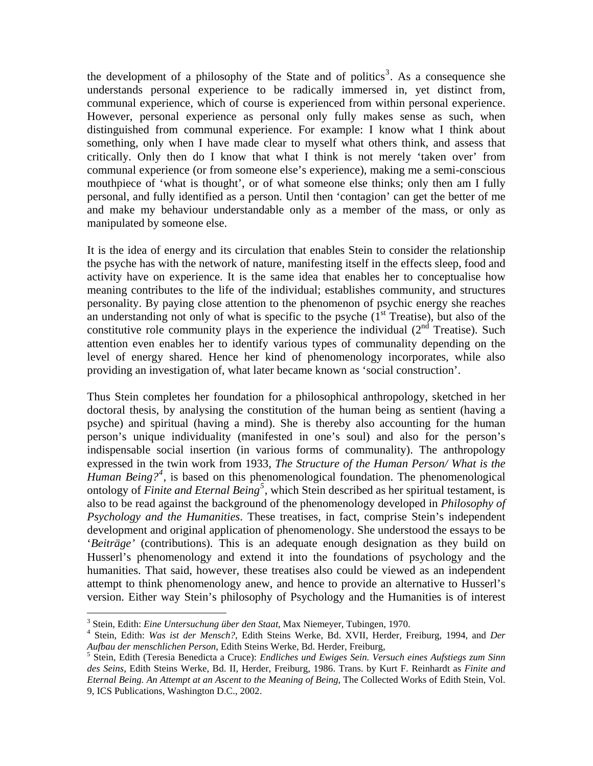the development of a philosophy of the State and of politics[3]. As a consequence she understands personal experience to be radically immersed in, yet distinct from, communal experience, which of course is experienced from within personal experience. However, personal experience as personal only fully makes sense as such, when distinguished from communal experience. For example: I know what I think about something, only when I have made clear to myself what others think, and assess that critically. Only then do I know that what I think is not merely 'taken over' from communal experience (or from someone else's experience), making me a semi-conscious mouthpiece of 'what is thought', or of what someone else thinks; only then am I fully personal, and fully identified as a person. Until then 'contagion' can get the better of me and make my behaviour understandable only as a member of the mass, or only as manipulated by someone else.

It is the idea of energy and its circulation that enables Stein to consider the relationship the psyche has with the network of nature, manifesting itself in the effects sleep, food and activity have on experience. It is the same idea that enables her to conceptualise how meaning contributes to the life of the individual; establishes community, and structures personality. By paying close attention to the phenomenon of psychic energy she reaches an understanding not only of what is specific to the psyche (1st Treatise), but also of the constitutive role community plays in the experience the individual (2nd Treatise). Such attention even enables her to identify various types of communality depending on the level of energy shared. Hence her kind of phenomenology incorporates, while also providing an investigation of, what later became known as 'social construction'.

Thus Stein completes her foundation for a philosophical anthropology, sketched in her doctoral thesis, by analysing the constitution of the human being as sentient (having a psyche) and spiritual (having a mind). She is thereby also accounting for the human person's unique individuality (manifested in one's soul) and also for the person's indispensable social insertion (in various forms of communality). The anthropology expressed in the twin work from 1933, *The Structure of the Human Person/ What is the Human Being?*[4], is based on this phenomenological foundation. The phenomenological ontology of *Finite and Eternal Being*[5], which Stein described as her spiritual testament, is also to be read against the background of the phenomenology developed in *Philosophy of Psychology and the Humanities*. These treatises, in fact, comprise Stein's independent development and original application of phenomenology. She understood the essays to be '*Beiträge*' (contributions). This is an adequate enough designation as they build on Husserl's phenomenology and extend it into the foundations of psychology and the humanities. That said, however, these treatises also could be viewed as an independent attempt to think phenomenology anew, and hence to provide an alternative to Husserl's version. Either way Stein's philosophy of Psychology and the Humanities is of interest

---

[3] Stein, Edith: *Eine Untersuchung über den Staat*, Max Niemeyer, Tubingen, 1970.

[4] Stein, Edith: *Was ist der Mensch?*, Edith Steins Werke, Bd. XVII, Herder, Freiburg, 1994, and *Der Aufbau der menschlichen Person*, Edith Steins Werke, Bd. Herder, Freiburg,

[5] Stein, Edith (Teresia Benedicta a Cruce): *Endliches und Ewiges Sein. Versuch eines Aufstiegs zum Sinn des Seins*, Edith Steins Werke, Bd. II, Herder, Freiburg, 1986. Trans. by Kurt F. Reinhardt as *Finite and Eternal Being. An Attempt at an Ascent to the Meaning of Being*, The Collected Works of Edith Stein, Vol. 9, ICS Publications, Washington D.C., 2002.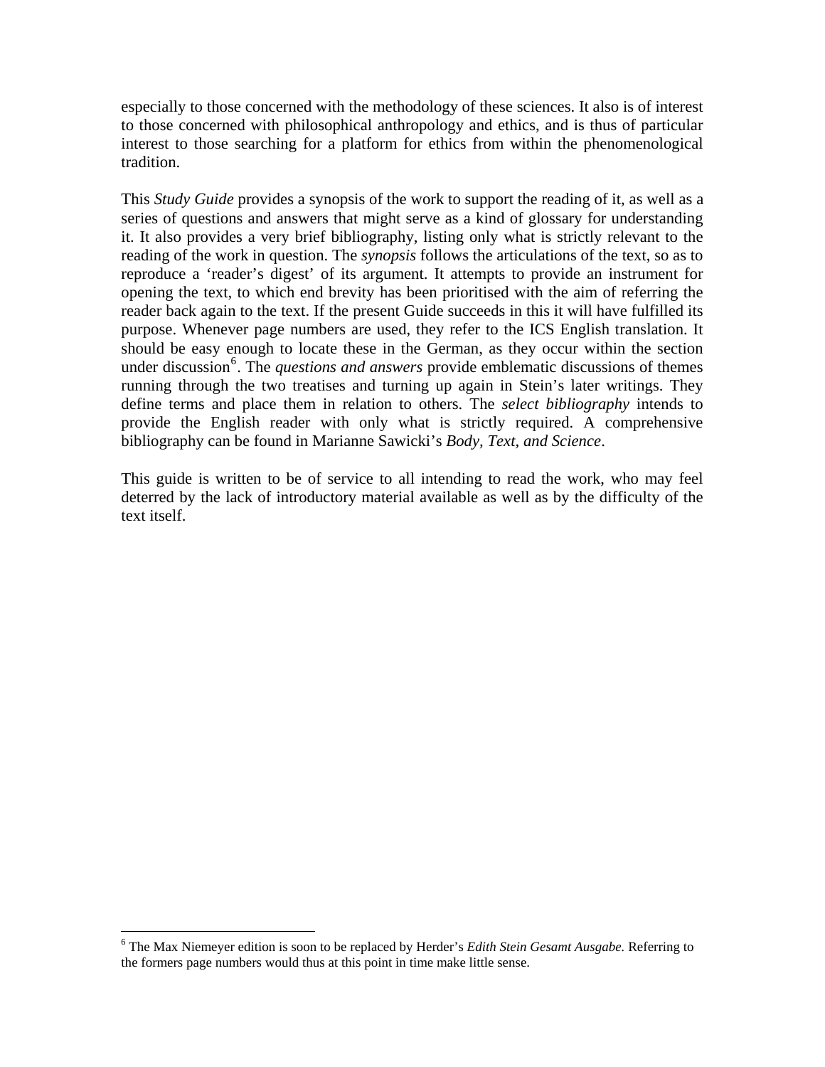especially to those concerned with the methodology of these sciences. It also is of interest to those concerned with philosophical anthropology and ethics, and is thus of particular interest to those searching for a platform for ethics from within the phenomenological tradition.

This *Study Guide* provides a synopsis of the work to support the reading of it, as well as a series of questions and answers that might serve as a kind of glossary for understanding it. It also provides a very brief bibliography, listing only what is strictly relevant to the reading of the work in question. The *synopsis* follows the articulations of the text, so as to reproduce a 'reader's digest' of its argument. It attempts to provide an instrument for opening the text, to which end brevity has been prioritised with the aim of referring the reader back again to the text. If the present Guide succeeds in this it will have fulfilled its purpose. Whenever page numbers are used, they refer to the ICS English translation. It should be easy enough to locate these in the German, as they occur within the section under discussion[6]. The *questions and answers* provide emblematic discussions of themes running through the two treatises and turning up again in Stein's later writings. They define terms and place them in relation to others. The *select bibliography* intends to provide the English reader with only what is strictly required. A comprehensive bibliography can be found in Marianne Sawicki's *Body, Text, and Science*.

This guide is written to be of service to all intending to read the work, who may feel deterred by the lack of introductory material available as well as by the difficulty of the text itself.

---

[6] The Max Niemeyer edition is soon to be replaced by Herder's *Edith Stein Gesamt Ausgabe.* Referring to the formers page numbers would thus at this point in time make little sense.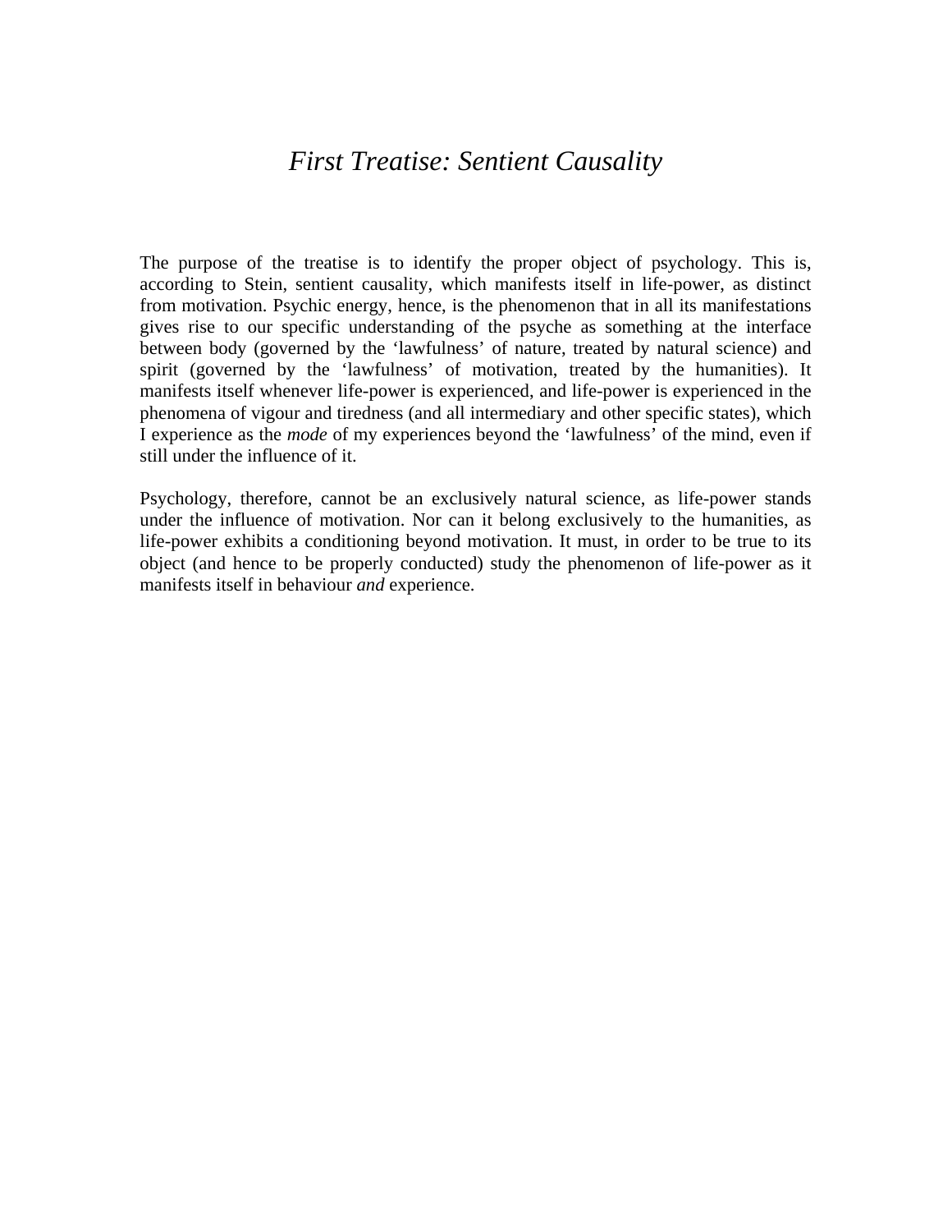# *First Treatise: Sentient Causality*

The purpose of the treatise is to identify the proper object of psychology. This is, according to Stein, sentient causality, which manifests itself in life-power, as distinct from motivation. Psychic energy, hence, is the phenomenon that in all its manifestations gives rise to our specific understanding of the psyche as something at the interface between body (governed by the 'lawfulness' of nature, treated by natural science) and spirit (governed by the 'lawfulness' of motivation, treated by the humanities). It manifests itself whenever life-power is experienced, and life-power is experienced in the phenomena of vigour and tiredness (and all intermediary and other specific states), which I experience as the *mode* of my experiences beyond the 'lawfulness' of the mind, even if still under the influence of it.

Psychology, therefore, cannot be an exclusively natural science, as life-power stands under the influence of motivation. Nor can it belong exclusively to the humanities, as life-power exhibits a conditioning beyond motivation. It must, in order to be true to its object (and hence to be properly conducted) study the phenomenon of life-power as it manifests itself in behaviour *and* experience.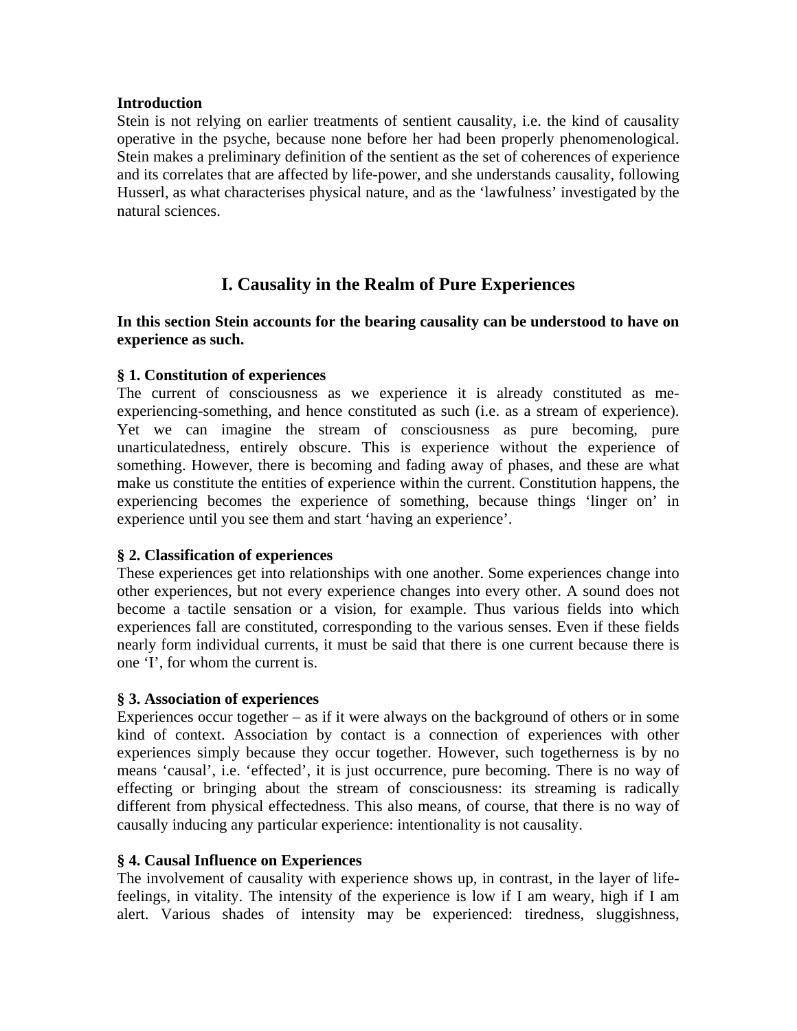**Introduction**

Stein is not relying on earlier treatments of sentient causality, i.e. the kind of causality operative in the psyche, because none before her had been properly phenomenological. Stein makes a preliminary definition of the sentient as the set of coherences of experience and its correlates that are affected by life-power, and she understands causality, following Husserl, as what characterises physical nature, and as the 'lawfulness' investigated by the natural sciences.

## I. Causality in the Realm of Pure Experiences

**In this section Stein accounts for the bearing causality can be understood to have on experience as such.**

**§ 1. Constitution of experiences**

The current of consciousness as we experience it is already constituted as me-experiencing-something, and hence constituted as such (i.e. as a stream of experience). Yet we can imagine the stream of consciousness as pure becoming, pure unarticulatedness, entirely obscure. This is experience without the experience of something. However, there is becoming and fading away of phases, and these are what make us constitute the entities of experience within the current. Constitution happens, the experiencing becomes the experience of something, because things 'linger on' in experience until you see them and start 'having an experience'.

**§ 2. Classification of experiences**

These experiences get into relationships with one another. Some experiences change into other experiences, but not every experience changes into every other. A sound does not become a tactile sensation or a vision, for example. Thus various fields into which experiences fall are constituted, corresponding to the various senses. Even if these fields nearly form individual currents, it must be said that there is one current because there is one 'I', for whom the current is.

**§ 3. Association of experiences**

Experiences occur together – as if it were always on the background of others or in some kind of context. Association by contact is a connection of experiences with other experiences simply because they occur together. However, such togetherness is by no means 'causal', i.e. 'effected', it is just occurrence, pure becoming. There is no way of effecting or bringing about the stream of consciousness: its streaming is radically different from physical effectedness. This also means, of course, that there is no way of causally inducing any particular experience: intentionality is not causality.

**§ 4. Causal Influence on Experiences**

The involvement of causality with experience shows up, in contrast, in the layer of life-feelings, in vitality. The intensity of the experience is low if I am weary, high if I am alert. Various shades of intensity may be experienced: tiredness, sluggishness,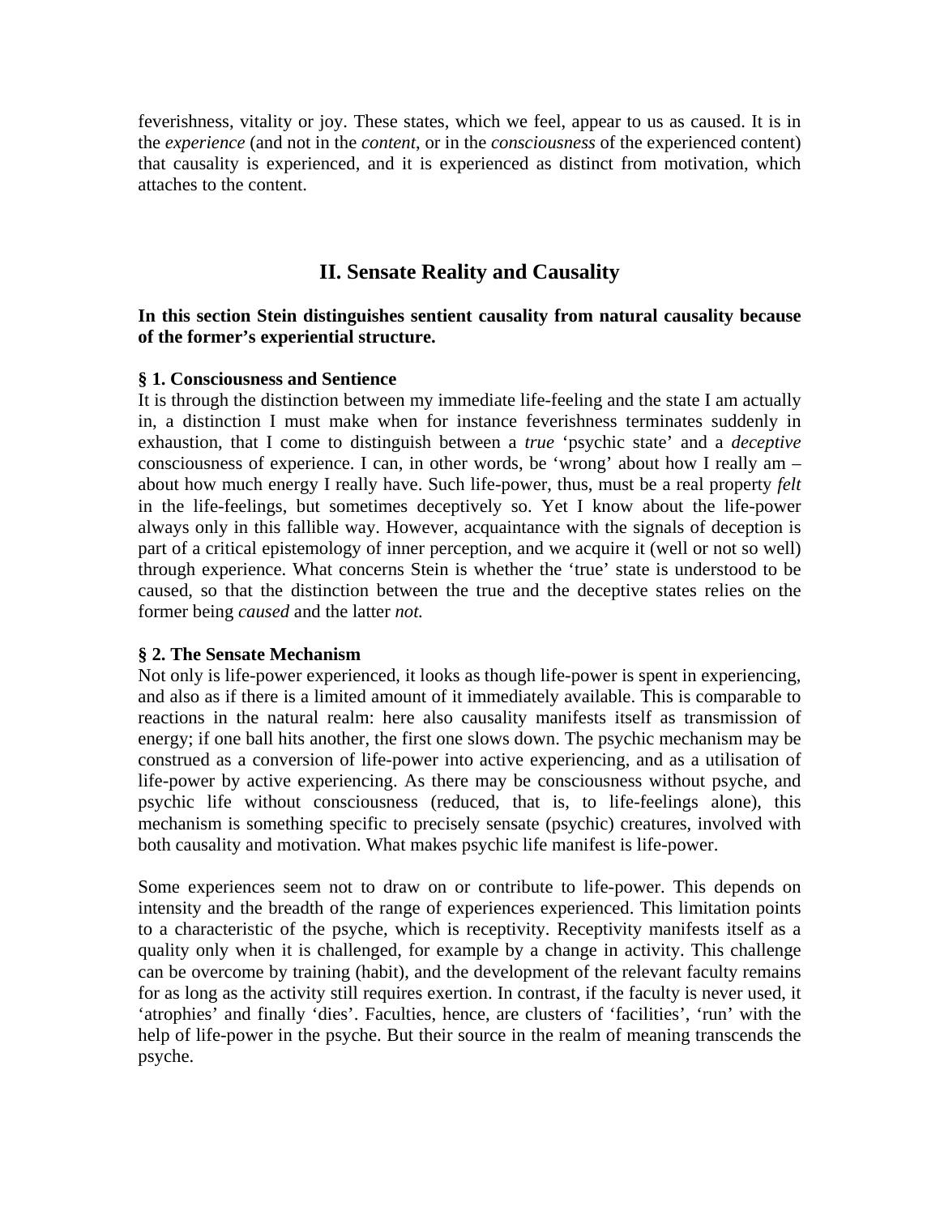feverishness, vitality or joy. These states, which we feel, appear to us as caused. It is in the *experience* (and not in the *content*, or in the *consciousness* of the experienced content) that causality is experienced, and it is experienced as distinct from motivation, which attaches to the content.

## II. Sensate Reality and Causality

**In this section Stein distinguishes sentient causality from natural causality because of the former's experiential structure.**

### § 1. Consciousness and Sentience

It is through the distinction between my immediate life-feeling and the state I am actually in, a distinction I must make when for instance feverishness terminates suddenly in exhaustion, that I come to distinguish between a *true* 'psychic state' and a *deceptive* consciousness of experience. I can, in other words, be 'wrong' about how I really am – about how much energy I really have. Such life-power, thus, must be a real property *felt* in the life-feelings, but sometimes deceptively so. Yet I know about the life-power always only in this fallible way. However, acquaintance with the signals of deception is part of a critical epistemology of inner perception, and we acquire it (well or not so well) through experience. What concerns Stein is whether the 'true' state is understood to be caused, so that the distinction between the true and the deceptive states relies on the former being *caused* and the latter *not.*

### § 2. The Sensate Mechanism

Not only is life-power experienced, it looks as though life-power is spent in experiencing, and also as if there is a limited amount of it immediately available. This is comparable to reactions in the natural realm: here also causality manifests itself as transmission of energy; if one ball hits another, the first one slows down. The psychic mechanism may be construed as a conversion of life-power into active experiencing, and as a utilisation of life-power by active experiencing. As there may be consciousness without psyche, and psychic life without consciousness (reduced, that is, to life-feelings alone), this mechanism is something specific to precisely sensate (psychic) creatures, involved with both causality and motivation. What makes psychic life manifest is life-power.

Some experiences seem not to draw on or contribute to life-power. This depends on intensity and the breadth of the range of experiences experienced. This limitation points to a characteristic of the psyche, which is receptivity. Receptivity manifests itself as a quality only when it is challenged, for example by a change in activity. This challenge can be overcome by training (habit), and the development of the relevant faculty remains for as long as the activity still requires exertion. In contrast, if the faculty is never used, it 'atrophies' and finally 'dies'. Faculties, hence, are clusters of 'facilities', 'run' with the help of life-power in the psyche. But their source in the realm of meaning transcends the psyche.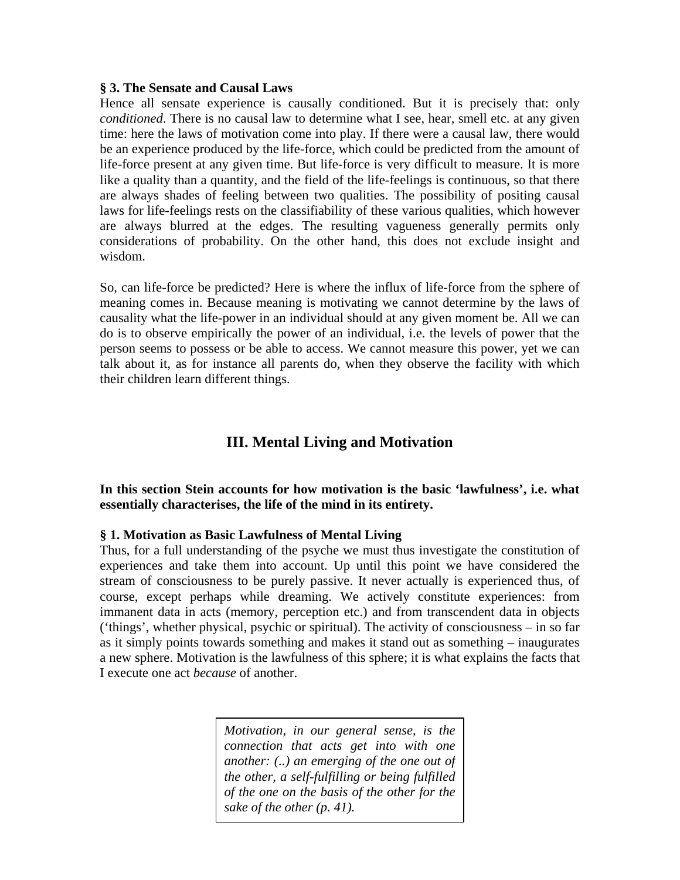**§ 3. The Sensate and Causal Laws**

Hence all sensate experience is causally conditioned. But it is precisely that: only *conditioned*. There is no causal law to determine what I see, hear, smell etc. at any given time: here the laws of motivation come into play. If there were a causal law, there would be an experience produced by the life-force, which could be predicted from the amount of life-force present at any given time. But life-force is very difficult to measure. It is more like a quality than a quantity, and the field of the life-feelings is continuous, so that there are always shades of feeling between two qualities. The possibility of positing causal laws for life-feelings rests on the classifiability of these various qualities, which however are always blurred at the edges. The resulting vagueness generally permits only considerations of probability. On the other hand, this does not exclude insight and wisdom.

So, can life-force be predicted? Here is where the influx of life-force from the sphere of meaning comes in. Because meaning is motivating we cannot determine by the laws of causality what the life-power in an individual should at any given moment be. All we can do is to observe empirically the power of an individual, i.e. the levels of power that the person seems to possess or be able to access. We cannot measure this power, yet we can talk about it, as for instance all parents do, when they observe the facility with which their children learn different things.

## III. Mental Living and Motivation

**In this section Stein accounts for how motivation is the basic 'lawfulness', i.e. what essentially characterises, the life of the mind in its entirety.**

**§ 1. Motivation as Basic Lawfulness of Mental Living**

Thus, for a full understanding of the psyche we must thus investigate the constitution of experiences and take them into account. Up until this point we have considered the stream of consciousness to be purely passive. It never actually is experienced thus, of course, except perhaps while dreaming. We actively constitute experiences: from immanent data in acts (memory, perception etc.) and from transcendent data in objects ('things', whether physical, psychic or spiritual). The activity of consciousness – in so far as it simply points towards something and makes it stand out as something – inaugurates a new sphere. Motivation is the lawfulness of this sphere; it is what explains the facts that I execute one act *because* of another.

> *Motivation, in our general sense, is the connection that acts get into with one another: (..) an emerging of the one out of the other, a self-fulfilling or being fulfilled of the one on the basis of the other for the sake of the other (p. 41).*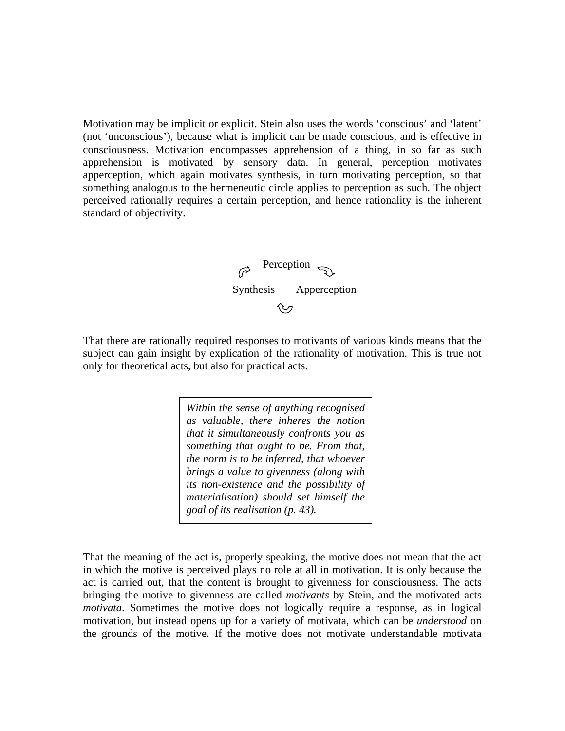Motivation may be implicit or explicit. Stein also uses the words ‘conscious’ and ‘latent’ (not ‘unconscious’), because what is implicit can be made conscious, and is effective in consciousness. Motivation encompasses apprehension of a thing, in so far as such apprehension is motivated by sensory data. In general, perception motivates apperception, which again motivates synthesis, in turn motivating perception, so that something analogous to the hermeneutic circle applies to perception as such. The object perceived rationally requires a certain perception, and hence rationality is the inherent standard of objectivity.

Perception

Synthesis Apperception

That there are rationally required responses to motivants of various kinds means that the subject can gain insight by explication of the rationality of motivation. This is true not only for theoretical acts, but also for practical acts.

> *Within the sense of anything recognised as valuable, there inheres the notion that it simultaneously confronts you as something that ought to be. From that, the norm is to be inferred, that whoever brings a value to givenness (along with its non-existence and the possibility of materialisation) should set himself the goal of its realisation (p. 43).*

That the meaning of the act is, properly speaking, the motive does not mean that the act in which the motive is perceived plays no role at all in motivation. It is only because the act is carried out, that the content is brought to givenness for consciousness. The acts bringing the motive to givenness are called *motivants* by Stein, and the motivated acts *motivata*. Sometimes the motive does not logically require a response, as in logical motivation, but instead opens up for a variety of motivata, which can be *understood* on the grounds of the motive. If the motive does not motivate understandable motivata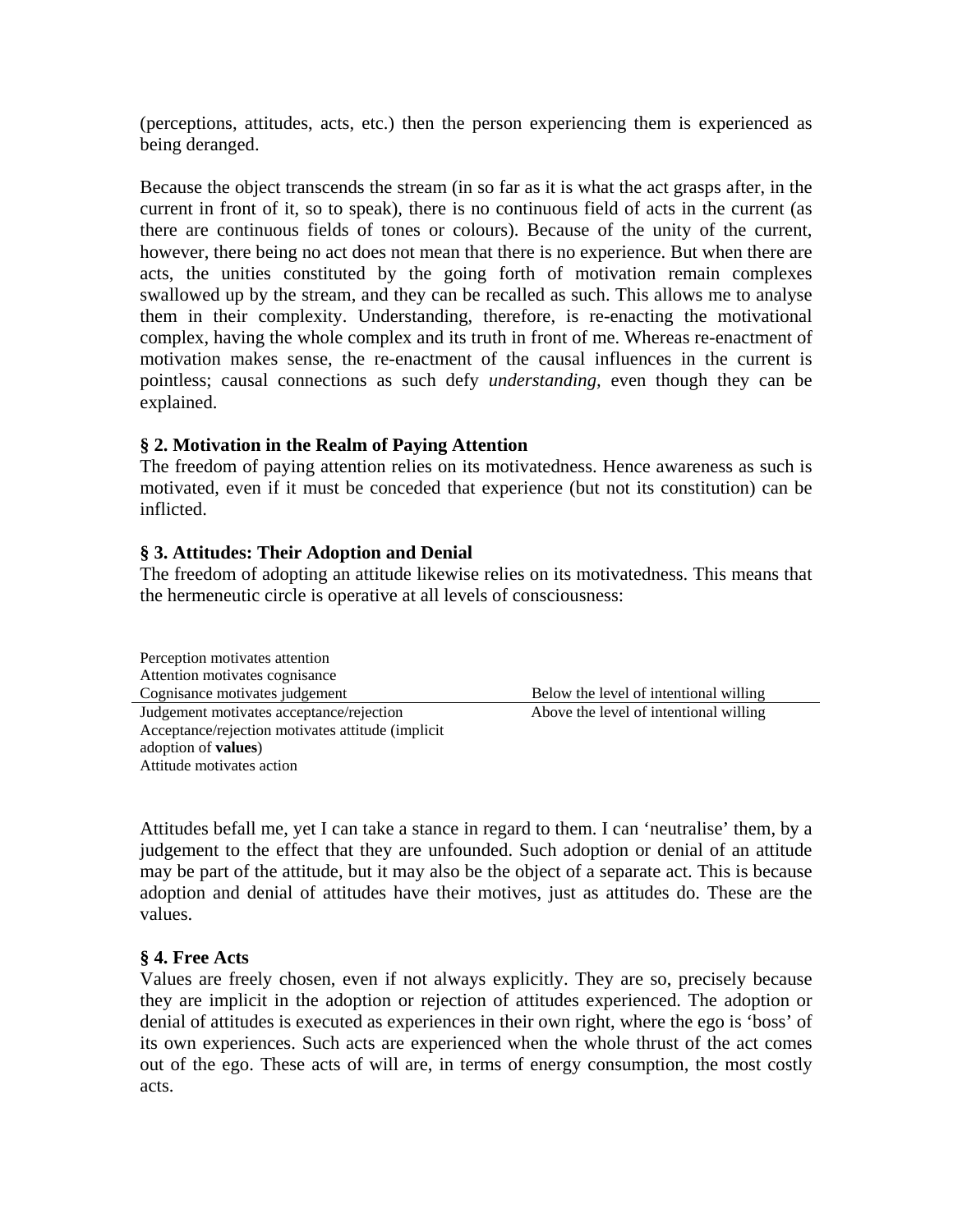(perceptions, attitudes, acts, etc.) then the person experiencing them is experienced as being deranged.

Because the object transcends the stream (in so far as it is what the act grasps after, in the current in front of it, so to speak), there is no continuous field of acts in the current (as there are continuous fields of tones or colours). Because of the unity of the current, however, there being no act does not mean that there is no experience. But when there are acts, the unities constituted by the going forth of motivation remain complexes swallowed up by the stream, and they can be recalled as such. This allows me to analyse them in their complexity. Understanding, therefore, is re-enacting the motivational complex, having the whole complex and its truth in front of me. Whereas re-enactment of motivation makes sense, the re-enactment of the causal influences in the current is pointless; causal connections as such defy *understanding*, even though they can be explained.

### § 2. Motivation in the Realm of Paying Attention

The freedom of paying attention relies on its motivatedness. Hence awareness as such is motivated, even if it must be conceded that experience (but not its constitution) can be inflicted.

### § 3. Attitudes: Their Adoption and Denial

The freedom of adopting an attitude likewise relies on its motivatedness. This means that the hermeneutic circle is operative at all levels of consciousness:

| | |
|---|---|
| Perception motivates attention | |
| Attention motivates cognisance | |
| Cognisance motivates judgement | Below the level of intentional willing |
| Judgement motivates acceptance/rejection | Above the level of intentional willing |
| Acceptance/rejection motivates attitude (implicit adoption of **values**) | |
| Attitude motivates action | |

Attitudes befall me, yet I can take a stance in regard to them. I can 'neutralise' them, by a judgement to the effect that they are unfounded. Such adoption or denial of an attitude may be part of the attitude, but it may also be the object of a separate act. This is because adoption and denial of attitudes have their motives, just as attitudes do. These are the values.

### § 4. Free Acts

Values are freely chosen, even if not always explicitly. They are so, precisely because they are implicit in the adoption or rejection of attitudes experienced. The adoption or denial of attitudes is executed as experiences in their own right, where the ego is 'boss' of its own experiences. Such acts are experienced when the whole thrust of the act comes out of the ego. These acts of will are, in terms of energy consumption, the most costly acts.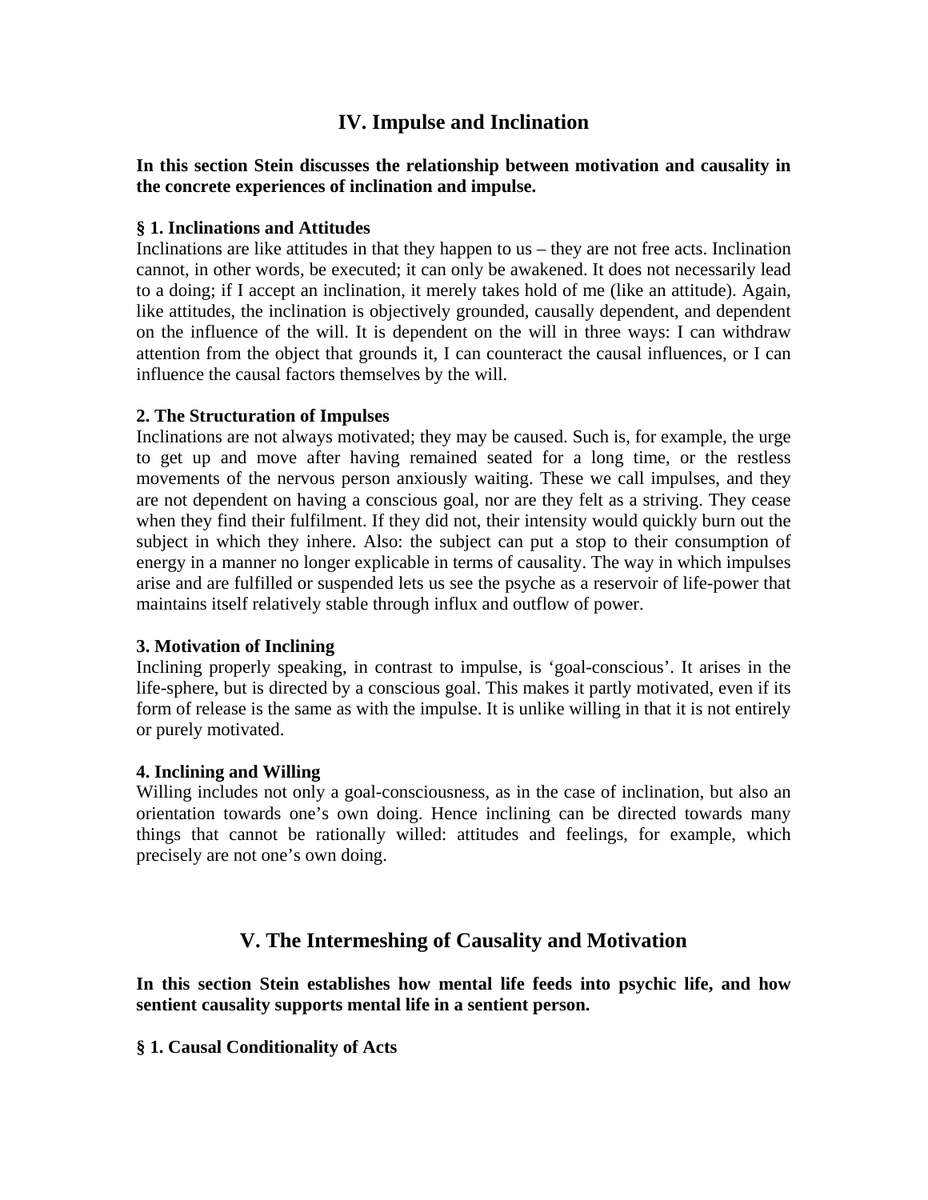## IV. Impulse and Inclination

**In this section Stein discusses the relationship between motivation and causality in the concrete experiences of inclination and impulse.**

### § 1. Inclinations and Attitudes

Inclinations are like attitudes in that they happen to us – they are not free acts. Inclination cannot, in other words, be executed; it can only be awakened. It does not necessarily lead to a doing; if I accept an inclination, it merely takes hold of me (like an attitude). Again, like attitudes, the inclination is objectively grounded, causally dependent, and dependent on the influence of the will. It is dependent on the will in three ways: I can withdraw attention from the object that grounds it, I can counteract the causal influences, or I can influence the causal factors themselves by the will.

### 2. The Structuration of Impulses

Inclinations are not always motivated; they may be caused. Such is, for example, the urge to get up and move after having remained seated for a long time, or the restless movements of the nervous person anxiously waiting. These we call impulses, and they are not dependent on having a conscious goal, nor are they felt as a striving. They cease when they find their fulfilment. If they did not, their intensity would quickly burn out the subject in which they inhere. Also: the subject can put a stop to their consumption of energy in a manner no longer explicable in terms of causality. The way in which impulses arise and are fulfilled or suspended lets us see the psyche as a reservoir of life-power that maintains itself relatively stable through influx and outflow of power.

### 3. Motivation of Inclining

Inclining properly speaking, in contrast to impulse, is 'goal-conscious'. It arises in the life-sphere, but is directed by a conscious goal. This makes it partly motivated, even if its form of release is the same as with the impulse. It is unlike willing in that it is not entirely or purely motivated.

### 4. Inclining and Willing

Willing includes not only a goal-consciousness, as in the case of inclination, but also an orientation towards one's own doing. Hence inclining can be directed towards many things that cannot be rationally willed: attitudes and feelings, for example, which precisely are not one's own doing.

## V. The Intermeshing of Causality and Motivation

**In this section Stein establishes how mental life feeds into psychic life, and how sentient causality supports mental life in a sentient person.**

### § 1. Causal Conditionality of Acts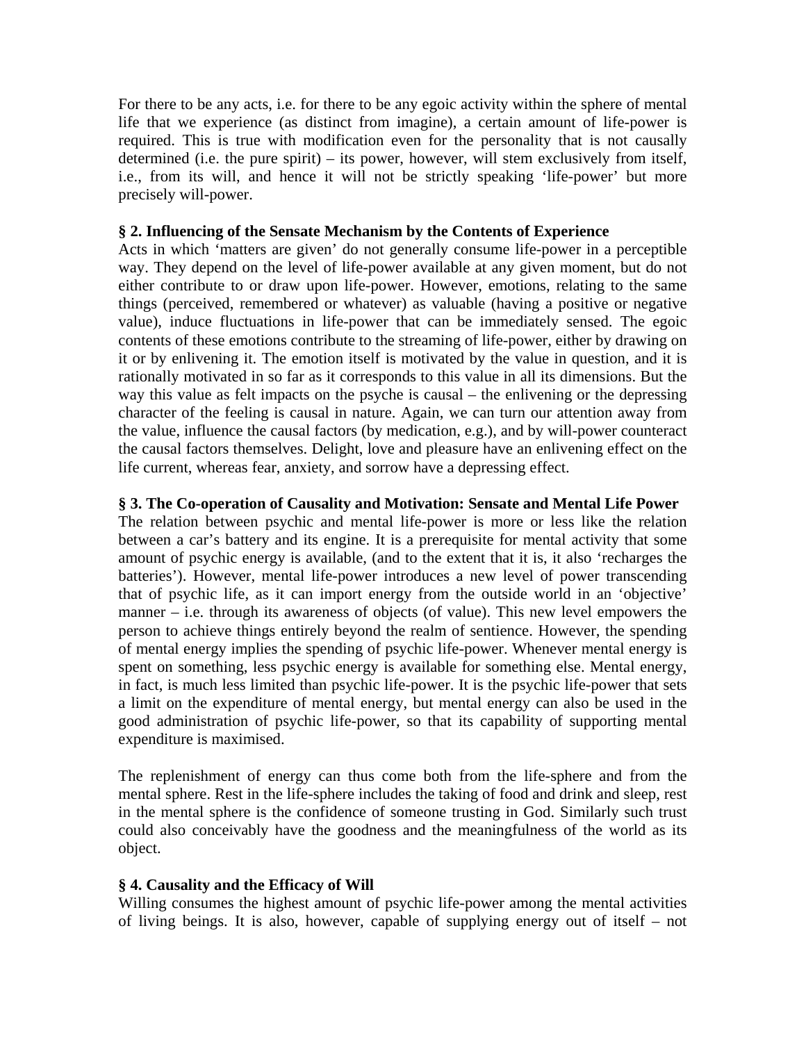For there to be any acts, i.e. for there to be any egoic activity within the sphere of mental life that we experience (as distinct from imagine), a certain amount of life-power is required. This is true with modification even for the personality that is not causally determined (i.e. the pure spirit) – its power, however, will stem exclusively from itself, i.e., from its will, and hence it will not be strictly speaking 'life-power' but more precisely will-power.

### § 2. Influencing of the Sensate Mechanism by the Contents of Experience

Acts in which 'matters are given' do not generally consume life-power in a perceptible way. They depend on the level of life-power available at any given moment, but do not either contribute to or draw upon life-power. However, emotions, relating to the same things (perceived, remembered or whatever) as valuable (having a positive or negative value), induce fluctuations in life-power that can be immediately sensed. The egoic contents of these emotions contribute to the streaming of life-power, either by drawing on it or by enlivening it. The emotion itself is motivated by the value in question, and it is rationally motivated in so far as it corresponds to this value in all its dimensions. But the way this value as felt impacts on the psyche is causal – the enlivening or the depressing character of the feeling is causal in nature. Again, we can turn our attention away from the value, influence the causal factors (by medication, e.g.), and by will-power counteract the causal factors themselves. Delight, love and pleasure have an enlivening effect on the life current, whereas fear, anxiety, and sorrow have a depressing effect.

### § 3. The Co-operation of Causality and Motivation: Sensate and Mental Life Power

The relation between psychic and mental life-power is more or less like the relation between a car's battery and its engine. It is a prerequisite for mental activity that some amount of psychic energy is available, (and to the extent that it is, it also 'recharges the batteries'). However, mental life-power introduces a new level of power transcending that of psychic life, as it can import energy from the outside world in an 'objective' manner – i.e. through its awareness of objects (of value). This new level empowers the person to achieve things entirely beyond the realm of sentience. However, the spending of mental energy implies the spending of psychic life-power. Whenever mental energy is spent on something, less psychic energy is available for something else. Mental energy, in fact, is much less limited than psychic life-power. It is the psychic life-power that sets a limit on the expenditure of mental energy, but mental energy can also be used in the good administration of psychic life-power, so that its capability of supporting mental expenditure is maximised.

The replenishment of energy can thus come both from the life-sphere and from the mental sphere. Rest in the life-sphere includes the taking of food and drink and sleep, rest in the mental sphere is the confidence of someone trusting in God. Similarly such trust could also conceivably have the goodness and the meaningfulness of the world as its object.

### § 4. Causality and the Efficacy of Will

Willing consumes the highest amount of psychic life-power among the mental activities of living beings. It is also, however, capable of supplying energy out of itself – not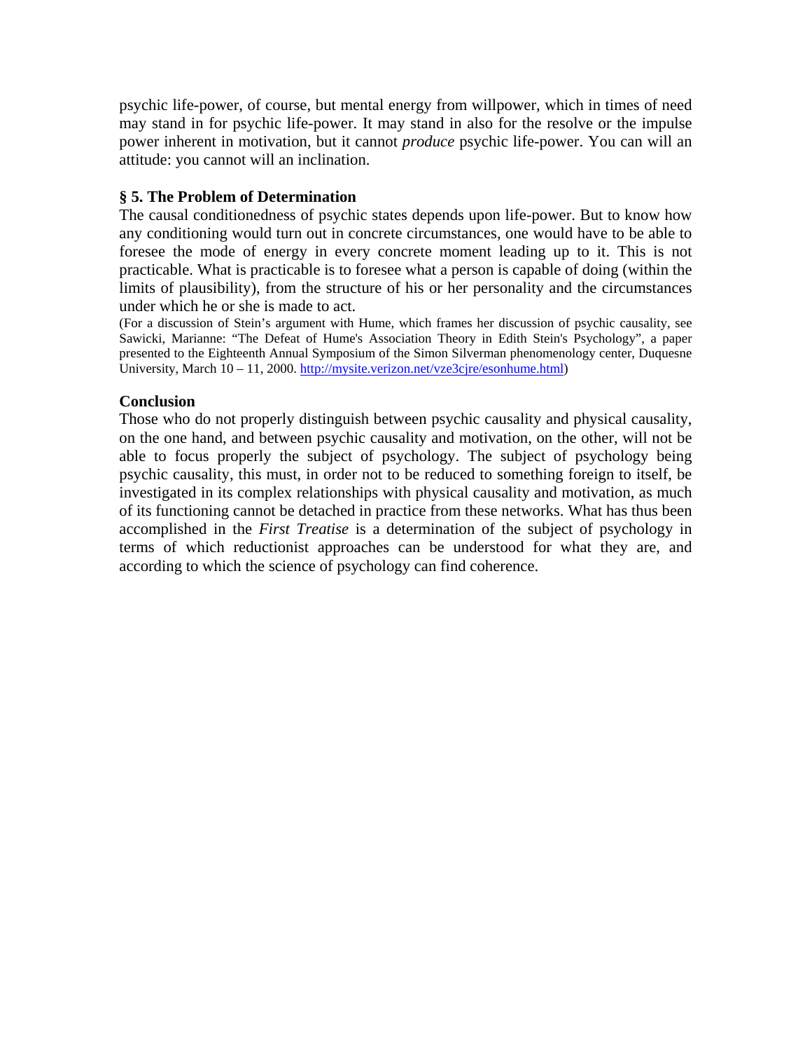psychic life-power, of course, but mental energy from willpower, which in times of need may stand in for psychic life-power. It may stand in also for the resolve or the impulse power inherent in motivation, but it cannot *produce* psychic life-power. You can will an attitude: you cannot will an inclination.

### § 5. The Problem of Determination

The causal conditionedness of psychic states depends upon life-power. But to know how any conditioning would turn out in concrete circumstances, one would have to be able to foresee the mode of energy in every concrete moment leading up to it. This is not practicable. What is practicable is to foresee what a person is capable of doing (within the limits of plausibility), from the structure of his or her personality and the circumstances under which he or she is made to act.

(For a discussion of Stein's argument with Hume, which frames her discussion of psychic causality, see Sawicki, Marianne: "The Defeat of Hume's Association Theory in Edith Stein's Psychology", a paper presented to the Eighteenth Annual Symposium of the Simon Silverman phenomenology center, Duquesne University, March 10 – 11, 2000. http://mysite.verizon.net/vze3cjre/esonhume.html)

### Conclusion

Those who do not properly distinguish between psychic causality and physical causality, on the one hand, and between psychic causality and motivation, on the other, will not be able to focus properly the subject of psychology. The subject of psychology being psychic causality, this must, in order not to be reduced to something foreign to itself, be investigated in its complex relationships with physical causality and motivation, as much of its functioning cannot be detached in practice from these networks. What has thus been accomplished in the *First Treatise* is a determination of the subject of psychology in terms of which reductionist approaches can be understood for what they are, and according to which the science of psychology can find coherence.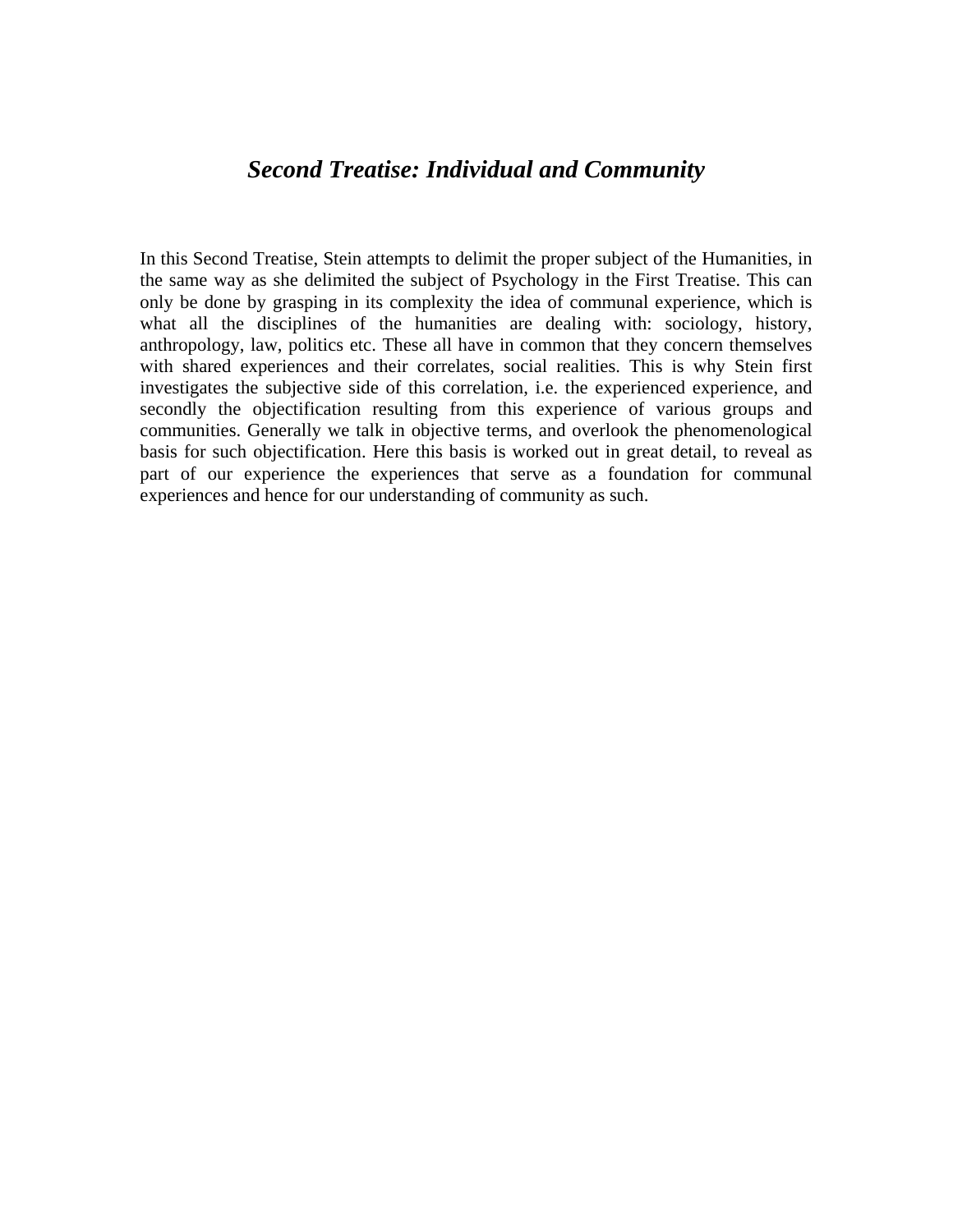## *Second Treatise: Individual and Community*

In this Second Treatise, Stein attempts to delimit the proper subject of the Humanities, in the same way as she delimited the subject of Psychology in the First Treatise. This can only be done by grasping in its complexity the idea of communal experience, which is what all the disciplines of the humanities are dealing with: sociology, history, anthropology, law, politics etc. These all have in common that they concern themselves with shared experiences and their correlates, social realities. This is why Stein first investigates the subjective side of this correlation, i.e. the experienced experience, and secondly the objectification resulting from this experience of various groups and communities. Generally we talk in objective terms, and overlook the phenomenological basis for such objectification. Here this basis is worked out in great detail, to reveal as part of our experience the experiences that serve as a foundation for communal experiences and hence for our understanding of community as such.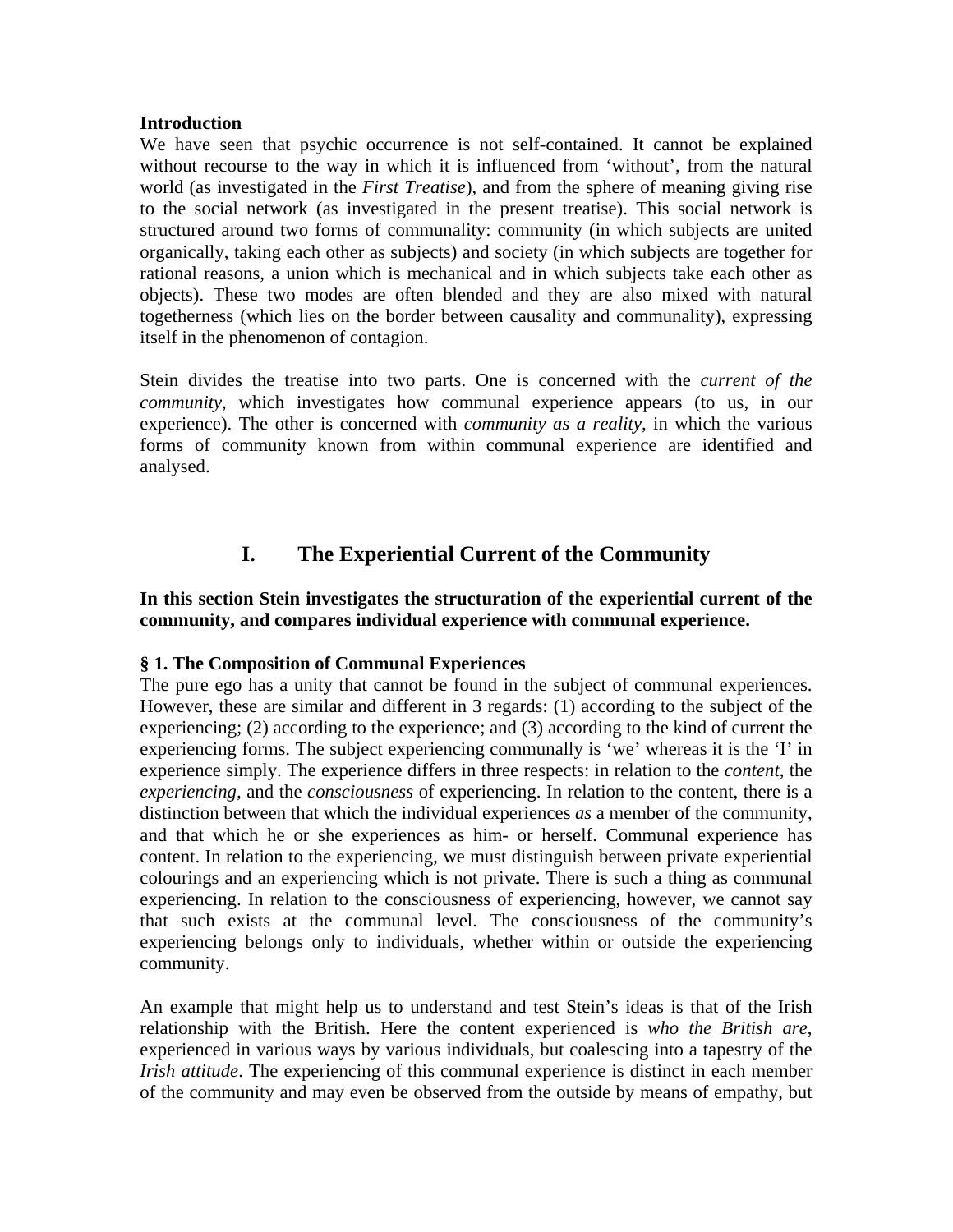**Introduction**

We have seen that psychic occurrence is not self-contained. It cannot be explained without recourse to the way in which it is influenced from 'without', from the natural world (as investigated in the *First Treatise*), and from the sphere of meaning giving rise to the social network (as investigated in the present treatise). This social network is structured around two forms of communality: community (in which subjects are united organically, taking each other as subjects) and society (in which subjects are together for rational reasons, a union which is mechanical and in which subjects take each other as objects). These two modes are often blended and they are also mixed with natural togetherness (which lies on the border between causality and communality), expressing itself in the phenomenon of contagion.

Stein divides the treatise into two parts. One is concerned with the *current of the community*, which investigates how communal experience appears (to us, in our experience). The other is concerned with *community as a reality*, in which the various forms of community known from within communal experience are identified and analysed.

## I. The Experiential Current of the Community

**In this section Stein investigates the structuration of the experiential current of the community, and compares individual experience with communal experience.**

### § 1. The Composition of Communal Experiences

The pure ego has a unity that cannot be found in the subject of communal experiences. However, these are similar and different in 3 regards: (1) according to the subject of the experiencing; (2) according to the experience; and (3) according to the kind of current the experiencing forms. The subject experiencing communally is 'we' whereas it is the 'I' in experience simply. The experience differs in three respects: in relation to the *content*, the *experiencing*, and the *consciousness* of experiencing. In relation to the content, there is a distinction between that which the individual experiences *as* a member of the community, and that which he or she experiences as him- or herself. Communal experience has content. In relation to the experiencing, we must distinguish between private experiential colourings and an experiencing which is not private. There is such a thing as communal experiencing. In relation to the consciousness of experiencing, however, we cannot say that such exists at the communal level. The consciousness of the community's experiencing belongs only to individuals, whether within or outside the experiencing community.

An example that might help us to understand and test Stein's ideas is that of the Irish relationship with the British. Here the content experienced is *who the British are*, experienced in various ways by various individuals, but coalescing into a tapestry of the *Irish attitude*. The experiencing of this communal experience is distinct in each member of the community and may even be observed from the outside by means of empathy, but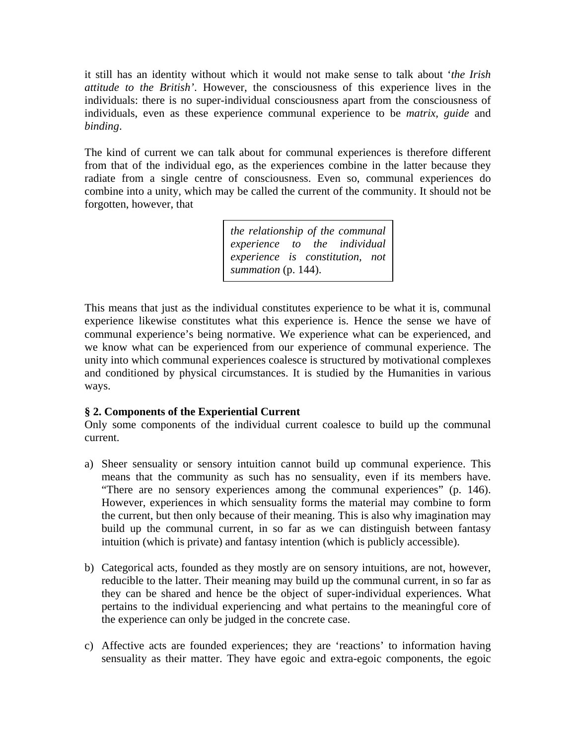it still has an identity without which it would not make sense to talk about '*the Irish attitude to the British'*. However, the consciousness of this experience lives in the individuals: there is no super-individual consciousness apart from the consciousness of individuals, even as these experience communal experience to be *matrix*, *guide* and *binding*.

The kind of current we can talk about for communal experiences is therefore different from that of the individual ego, as the experiences combine in the latter because they radiate from a single centre of consciousness. Even so, communal experiences do combine into a unity, which may be called the current of the community. It should not be forgotten, however, that

> *the relationship of the communal experience to the individual experience is constitution, not summation* (p. 144).

This means that just as the individual constitutes experience to be what it is, communal experience likewise constitutes what this experience is. Hence the sense we have of communal experience's being normative. We experience what can be experienced, and we know what can be experienced from our experience of communal experience. The unity into which communal experiences coalesce is structured by motivational complexes and conditioned by physical circumstances. It is studied by the Humanities in various ways.

**§ 2. Components of the Experiential Current**

Only some components of the individual current coalesce to build up the communal current.

a) Sheer sensuality or sensory intuition cannot build up communal experience. This means that the community as such has no sensuality, even if its members have. "There are no sensory experiences among the communal experiences" (p. 146). However, experiences in which sensuality forms the material may combine to form the current, but then only because of their meaning. This is also why imagination may build up the communal current, in so far as we can distinguish between fantasy intuition (which is private) and fantasy intention (which is publicly accessible).

b) Categorical acts, founded as they mostly are on sensory intuitions, are not, however, reducible to the latter. Their meaning may build up the communal current, in so far as they can be shared and hence be the object of super-individual experiences. What pertains to the individual experiencing and what pertains to the meaningful core of the experience can only be judged in the concrete case.

c) Affective acts are founded experiences; they are 'reactions' to information having sensuality as their matter. They have egoic and extra-egoic components, the egoic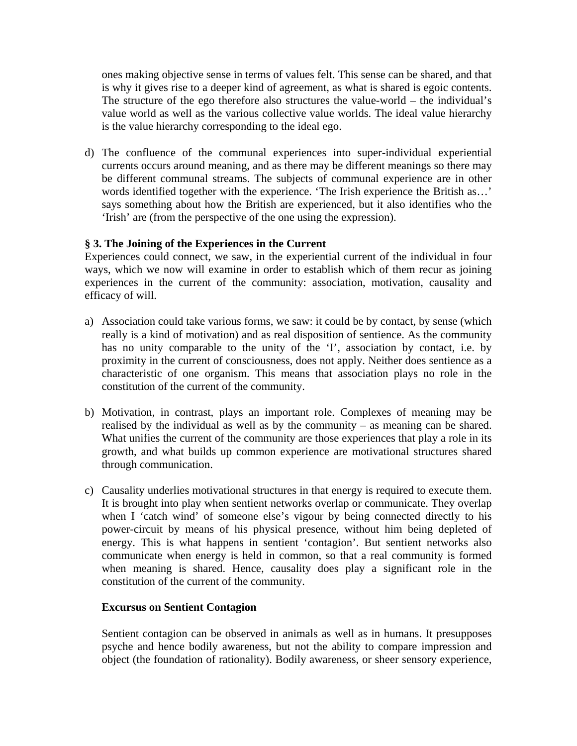ones making objective sense in terms of values felt. This sense can be shared, and that is why it gives rise to a deeper kind of agreement, as what is shared is egoic contents. The structure of the ego therefore also structures the value-world – the individual's value world as well as the various collective value worlds. The ideal value hierarchy is the value hierarchy corresponding to the ideal ego.

d) The confluence of the communal experiences into super-individual experiential currents occurs around meaning, and as there may be different meanings so there may be different communal streams. The subjects of communal experience are in other words identified together with the experience. 'The Irish experience the British as…' says something about how the British are experienced, but it also identifies who the 'Irish' are (from the perspective of the one using the expression).

**§ 3. The Joining of the Experiences in the Current**

Experiences could connect, we saw, in the experiential current of the individual in four ways, which we now will examine in order to establish which of them recur as joining experiences in the current of the community: association, motivation, causality and efficacy of will.

a) Association could take various forms, we saw: it could be by contact, by sense (which really is a kind of motivation) and as real disposition of sentience. As the community has no unity comparable to the unity of the 'I', association by contact, i.e. by proximity in the current of consciousness, does not apply. Neither does sentience as a characteristic of one organism. This means that association plays no role in the constitution of the current of the community.

b) Motivation, in contrast, plays an important role. Complexes of meaning may be realised by the individual as well as by the community – as meaning can be shared. What unifies the current of the community are those experiences that play a role in its growth, and what builds up common experience are motivational structures shared through communication.

c) Causality underlies motivational structures in that energy is required to execute them. It is brought into play when sentient networks overlap or communicate. They overlap when I 'catch wind' of someone else's vigour by being connected directly to his power-circuit by means of his physical presence, without him being depleted of energy. This is what happens in sentient 'contagion'. But sentient networks also communicate when energy is held in common, so that a real community is formed when meaning is shared. Hence, causality does play a significant role in the constitution of the current of the community.

**Excursus on Sentient Contagion**

Sentient contagion can be observed in animals as well as in humans. It presupposes psyche and hence bodily awareness, but not the ability to compare impression and object (the foundation of rationality). Bodily awareness, or sheer sensory experience,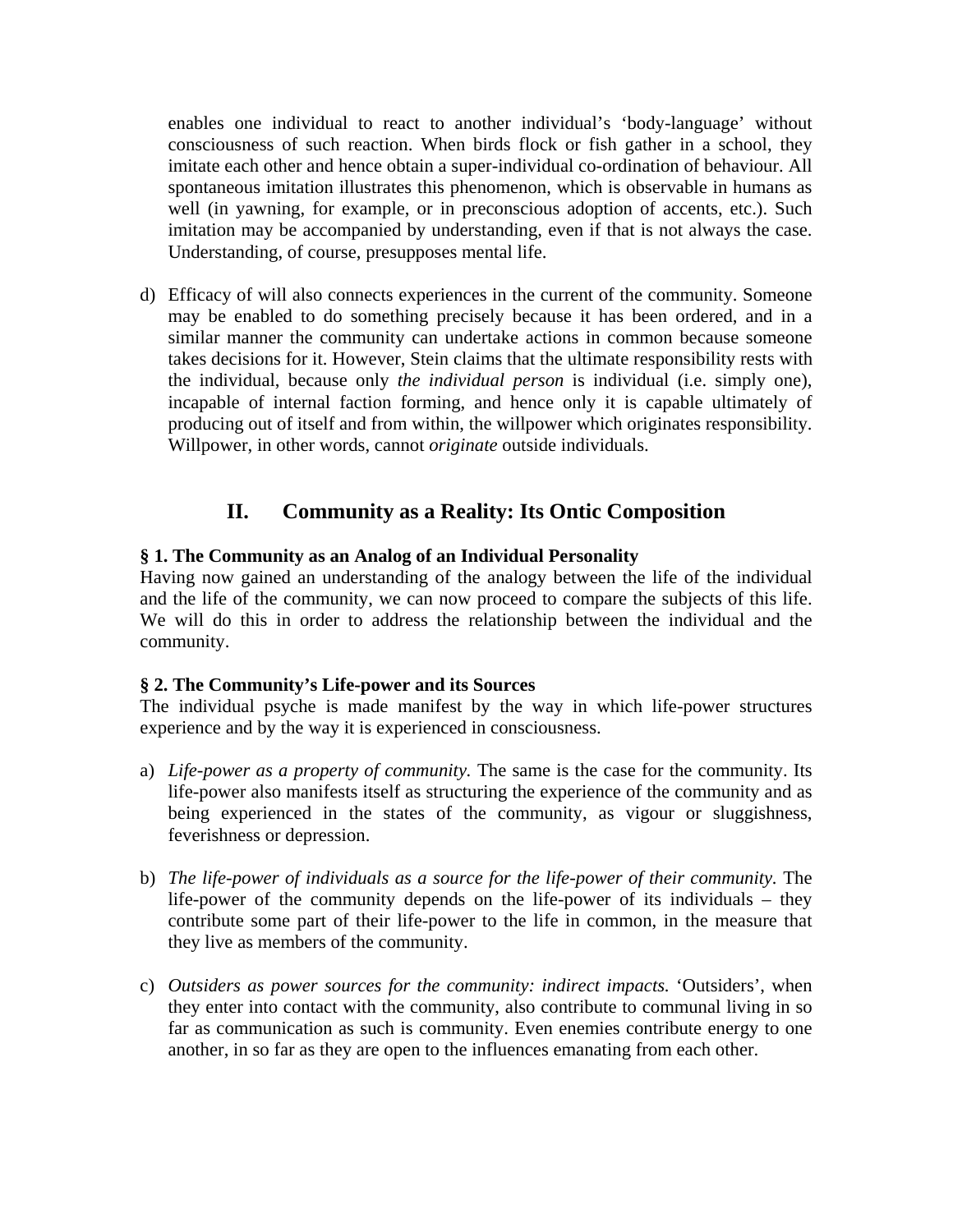enables one individual to react to another individual's 'body-language' without consciousness of such reaction. When birds flock or fish gather in a school, they imitate each other and hence obtain a super-individual co-ordination of behaviour. All spontaneous imitation illustrates this phenomenon, which is observable in humans as well (in yawning, for example, or in preconscious adoption of accents, etc.). Such imitation may be accompanied by understanding, even if that is not always the case. Understanding, of course, presupposes mental life.

d) Efficacy of will also connects experiences in the current of the community. Someone may be enabled to do something precisely because it has been ordered, and in a similar manner the community can undertake actions in common because someone takes decisions for it. However, Stein claims that the ultimate responsibility rests with the individual, because only *the individual person* is individual (i.e. simply one), incapable of internal faction forming, and hence only it is capable ultimately of producing out of itself and from within, the willpower which originates responsibility. Willpower, in other words, cannot *originate* outside individuals.

## II. Community as a Reality: Its Ontic Composition

**§ 1. The Community as an Analog of an Individual Personality**

Having now gained an understanding of the analogy between the life of the individual and the life of the community, we can now proceed to compare the subjects of this life. We will do this in order to address the relationship between the individual and the community.

**§ 2. The Community's Life-power and its Sources**

The individual psyche is made manifest by the way in which life-power structures experience and by the way it is experienced in consciousness.

a) *Life-power as a property of community.* The same is the case for the community. Its life-power also manifests itself as structuring the experience of the community and as being experienced in the states of the community, as vigour or sluggishness, feverishness or depression.

b) *The life-power of individuals as a source for the life-power of their community.* The life-power of the community depends on the life-power of its individuals – they contribute some part of their life-power to the life in common, in the measure that they live as members of the community.

c) *Outsiders as power sources for the community: indirect impacts.* 'Outsiders', when they enter into contact with the community, also contribute to communal living in so far as communication as such is community. Even enemies contribute energy to one another, in so far as they are open to the influences emanating from each other.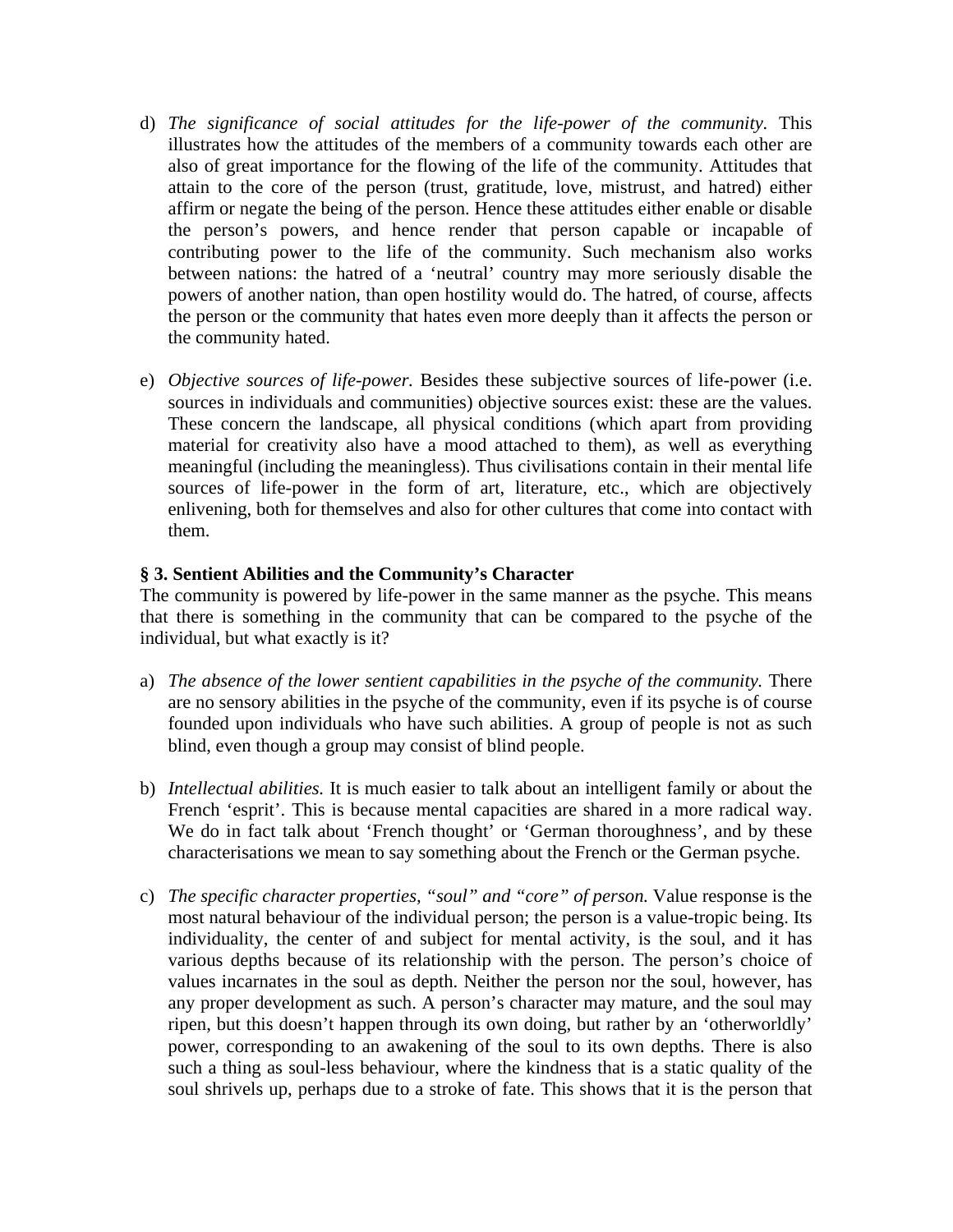d) *The significance of social attitudes for the life-power of the community.* This illustrates how the attitudes of the members of a community towards each other are also of great importance for the flowing of the life of the community. Attitudes that attain to the core of the person (trust, gratitude, love, mistrust, and hatred) either affirm or negate the being of the person. Hence these attitudes either enable or disable the person's powers, and hence render that person capable or incapable of contributing power to the life of the community. Such mechanism also works between nations: the hatred of a 'neutral' country may more seriously disable the powers of another nation, than open hostility would do. The hatred, of course, affects the person or the community that hates even more deeply than it affects the person or the community hated.

e) *Objective sources of life-power.* Besides these subjective sources of life-power (i.e. sources in individuals and communities) objective sources exist: these are the values. These concern the landscape, all physical conditions (which apart from providing material for creativity also have a mood attached to them), as well as everything meaningful (including the meaningless). Thus civilisations contain in their mental life sources of life-power in the form of art, literature, etc., which are objectively enlivening, both for themselves and also for other cultures that come into contact with them.

**§ 3. Sentient Abilities and the Community's Character**

The community is powered by life-power in the same manner as the psyche. This means that there is something in the community that can be compared to the psyche of the individual, but what exactly is it?

a) *The absence of the lower sentient capabilities in the psyche of the community.* There are no sensory abilities in the psyche of the community, even if its psyche is of course founded upon individuals who have such abilities. A group of people is not as such blind, even though a group may consist of blind people.

b) *Intellectual abilities.* It is much easier to talk about an intelligent family or about the French 'esprit'. This is because mental capacities are shared in a more radical way. We do in fact talk about 'French thought' or 'German thoroughness', and by these characterisations we mean to say something about the French or the German psyche.

c) *The specific character properties, "soul" and "core" of person.* Value response is the most natural behaviour of the individual person; the person is a value-tropic being. Its individuality, the center of and subject for mental activity, is the soul, and it has various depths because of its relationship with the person. The person's choice of values incarnates in the soul as depth. Neither the person nor the soul, however, has any proper development as such. A person's character may mature, and the soul may ripen, but this doesn't happen through its own doing, but rather by an 'otherworldly' power, corresponding to an awakening of the soul to its own depths. There is also such a thing as soul-less behaviour, where the kindness that is a static quality of the soul shrivels up, perhaps due to a stroke of fate. This shows that it is the person that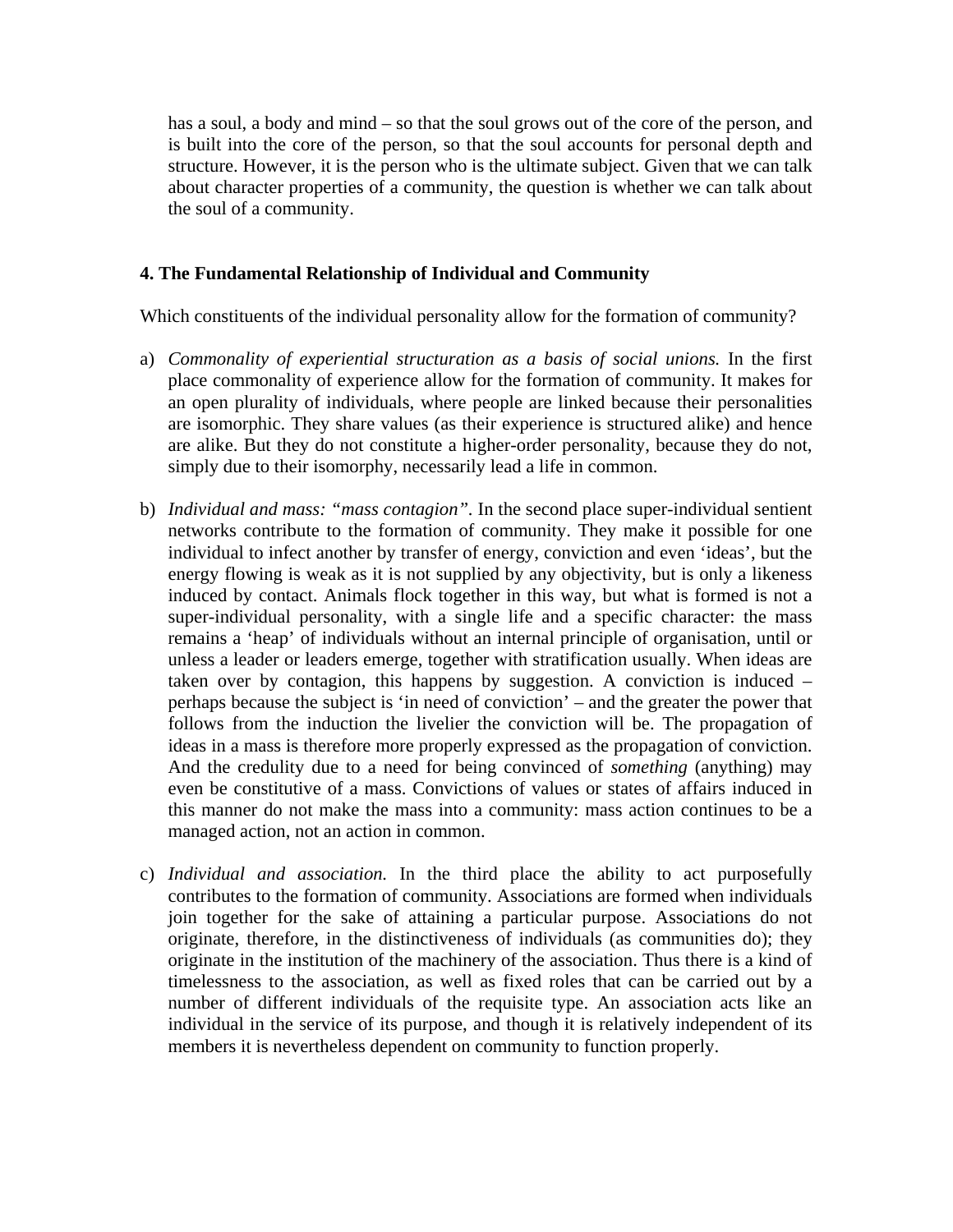has a soul, a body and mind – so that the soul grows out of the core of the person, and is built into the core of the person, so that the soul accounts for personal depth and structure. However, it is the person who is the ultimate subject. Given that we can talk about character properties of a community, the question is whether we can talk about the soul of a community.

### 4. The Fundamental Relationship of Individual and Community

Which constituents of the individual personality allow for the formation of community?

a) *Commonality of experiential structuration as a basis of social unions.* In the first place commonality of experience allow for the formation of community. It makes for an open plurality of individuals, where people are linked because their personalities are isomorphic. They share values (as their experience is structured alike) and hence are alike. But they do not constitute a higher-order personality, because they do not, simply due to their isomorphy, necessarily lead a life in common.

b) *Individual and mass: "mass contagion"*. In the second place super-individual sentient networks contribute to the formation of community. They make it possible for one individual to infect another by transfer of energy, conviction and even 'ideas', but the energy flowing is weak as it is not supplied by any objectivity, but is only a likeness induced by contact. Animals flock together in this way, but what is formed is not a super-individual personality, with a single life and a specific character: the mass remains a 'heap' of individuals without an internal principle of organisation, until or unless a leader or leaders emerge, together with stratification usually. When ideas are taken over by contagion, this happens by suggestion. A conviction is induced – perhaps because the subject is 'in need of conviction' – and the greater the power that follows from the induction the livelier the conviction will be. The propagation of ideas in a mass is therefore more properly expressed as the propagation of conviction. And the credulity due to a need for being convinced of *something* (anything) may even be constitutive of a mass. Convictions of values or states of affairs induced in this manner do not make the mass into a community: mass action continues to be a managed action, not an action in common.

c) *Individual and association.* In the third place the ability to act purposefully contributes to the formation of community. Associations are formed when individuals join together for the sake of attaining a particular purpose. Associations do not originate, therefore, in the distinctiveness of individuals (as communities do); they originate in the institution of the machinery of the association. Thus there is a kind of timelessness to the association, as well as fixed roles that can be carried out by a number of different individuals of the requisite type. An association acts like an individual in the service of its purpose, and though it is relatively independent of its members it is nevertheless dependent on community to function properly.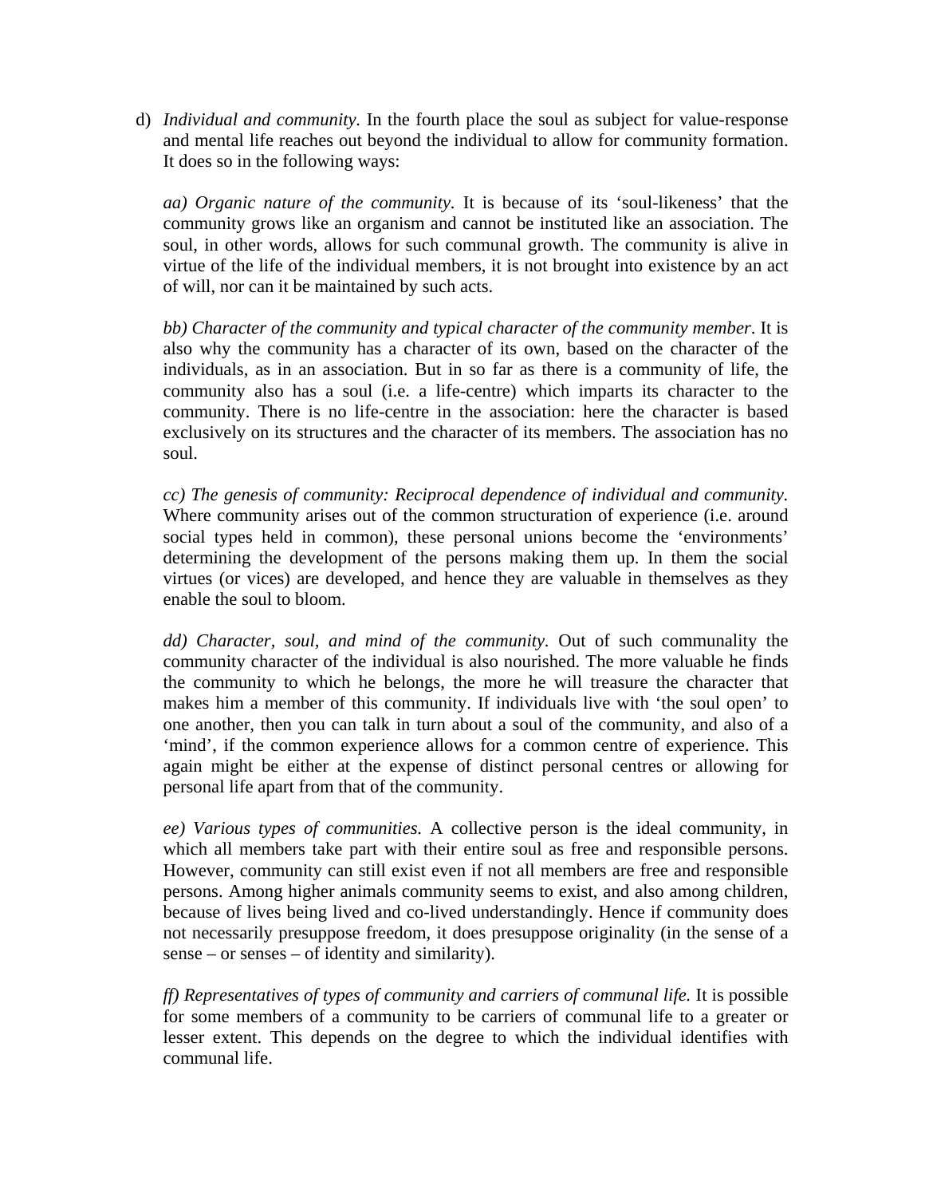d) *Individual and community.* In the fourth place the soul as subject for value-response and mental life reaches out beyond the individual to allow for community formation. It does so in the following ways:

   *aa) Organic nature of the community.* It is because of its 'soul-likeness' that the community grows like an organism and cannot be instituted like an association. The soul, in other words, allows for such communal growth. The community is alive in virtue of the life of the individual members, it is not brought into existence by an act of will, nor can it be maintained by such acts.

   *bb) Character of the community and typical character of the community member.* It is also why the community has a character of its own, based on the character of the individuals, as in an association. But in so far as there is a community of life, the community also has a soul (i.e. a life-centre) which imparts its character to the community. There is no life-centre in the association: here the character is based exclusively on its structures and the character of its members. The association has no soul.

   *cc) The genesis of community: Reciprocal dependence of individual and community.* Where community arises out of the common structuration of experience (i.e. around social types held in common), these personal unions become the 'environments' determining the development of the persons making them up. In them the social virtues (or vices) are developed, and hence they are valuable in themselves as they enable the soul to bloom.

   *dd) Character, soul, and mind of the community.* Out of such communality the community character of the individual is also nourished. The more valuable he finds the community to which he belongs, the more he will treasure the character that makes him a member of this community. If individuals live with 'the soul open' to one another, then you can talk in turn about a soul of the community, and also of a 'mind', if the common experience allows for a common centre of experience. This again might be either at the expense of distinct personal centres or allowing for personal life apart from that of the community.

   *ee) Various types of communities.* A collective person is the ideal community, in which all members take part with their entire soul as free and responsible persons. However, community can still exist even if not all members are free and responsible persons. Among higher animals community seems to exist, and also among children, because of lives being lived and co-lived understandingly. Hence if community does not necessarily presuppose freedom, it does presuppose originality (in the sense of a sense – or senses – of identity and similarity).

   *ff) Representatives of types of community and carriers of communal life.* It is possible for some members of a community to be carriers of communal life to a greater or lesser extent. This depends on the degree to which the individual identifies with communal life.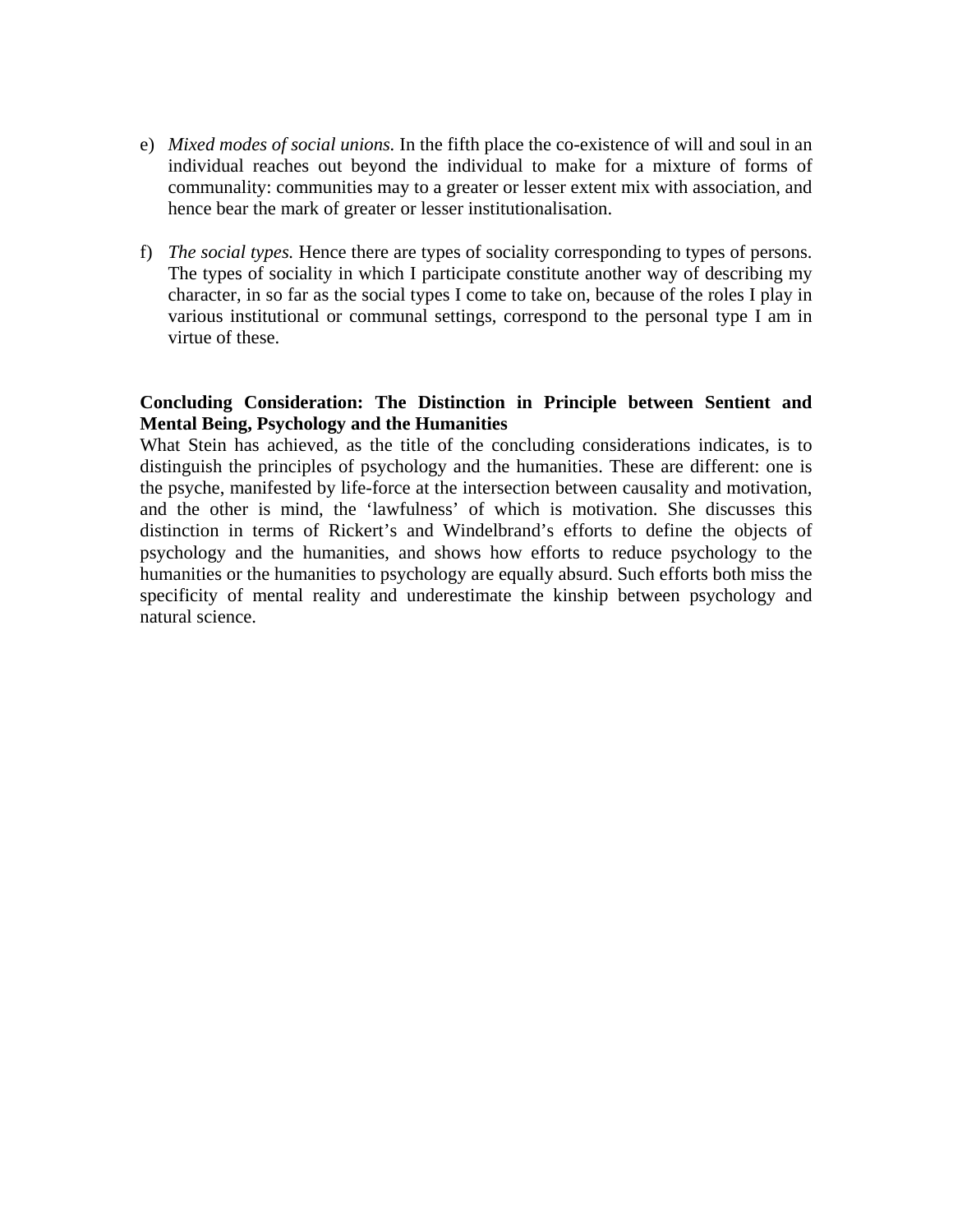e) *Mixed modes of social unions.* In the fifth place the co-existence of will and soul in an individual reaches out beyond the individual to make for a mixture of forms of communality: communities may to a greater or lesser extent mix with association, and hence bear the mark of greater or lesser institutionalisation.

f) *The social types.* Hence there are types of sociality corresponding to types of persons. The types of sociality in which I participate constitute another way of describing my character, in so far as the social types I come to take on, because of the roles I play in various institutional or communal settings, correspond to the personal type I am in virtue of these.

**Concluding Consideration: The Distinction in Principle between Sentient and Mental Being, Psychology and the Humanities**

What Stein has achieved, as the title of the concluding considerations indicates, is to distinguish the principles of psychology and the humanities. These are different: one is the psyche, manifested by life-force at the intersection between causality and motivation, and the other is mind, the 'lawfulness' of which is motivation. She discusses this distinction in terms of Rickert's and Windelbrand's efforts to define the objects of psychology and the humanities, and shows how efforts to reduce psychology to the humanities or the humanities to psychology are equally absurd. Such efforts both miss the specificity of mental reality and underestimate the kinship between psychology and natural science.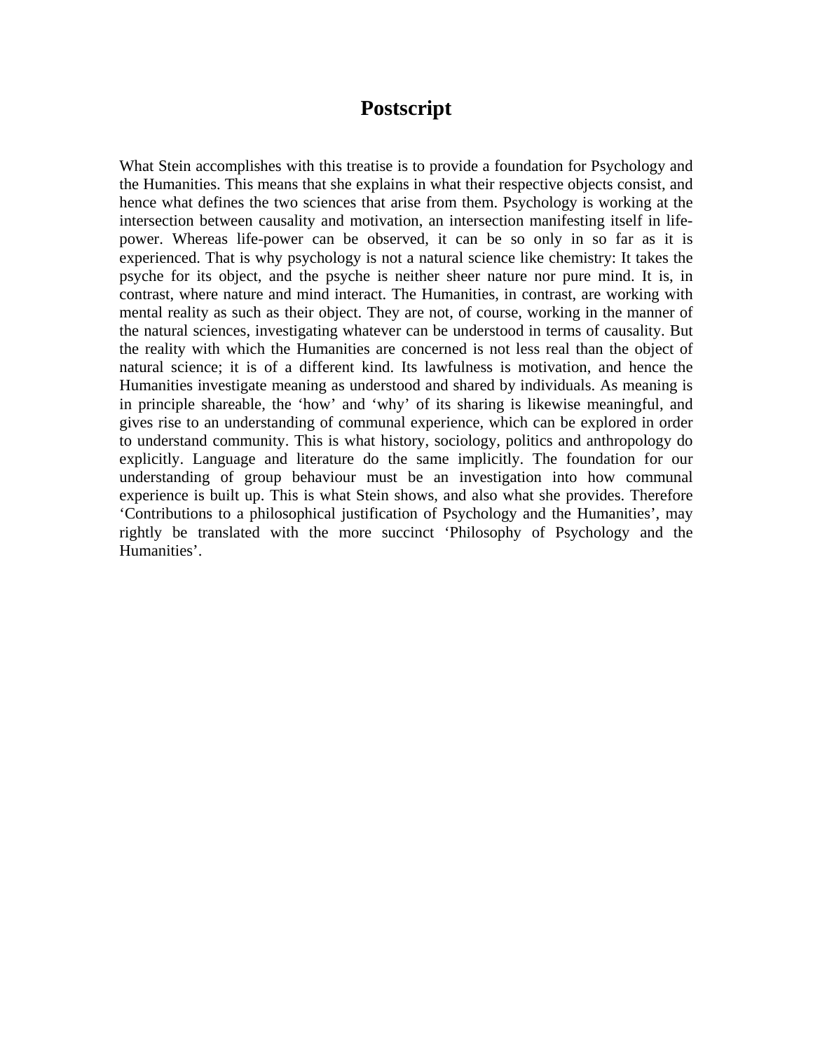# Postscript

What Stein accomplishes with this treatise is to provide a foundation for Psychology and the Humanities. This means that she explains in what their respective objects consist, and hence what defines the two sciences that arise from them. Psychology is working at the intersection between causality and motivation, an intersection manifesting itself in life-power. Whereas life-power can be observed, it can be so only in so far as it is experienced. That is why psychology is not a natural science like chemistry: It takes the psyche for its object, and the psyche is neither sheer nature nor pure mind. It is, in contrast, where nature and mind interact. The Humanities, in contrast, are working with mental reality as such as their object. They are not, of course, working in the manner of the natural sciences, investigating whatever can be understood in terms of causality. But the reality with which the Humanities are concerned is not less real than the object of natural science; it is of a different kind. Its lawfulness is motivation, and hence the Humanities investigate meaning as understood and shared by individuals. As meaning is in principle shareable, the 'how' and 'why' of its sharing is likewise meaningful, and gives rise to an understanding of communal experience, which can be explored in order to understand community. This is what history, sociology, politics and anthropology do explicitly. Language and literature do the same implicitly. The foundation for our understanding of group behaviour must be an investigation into how communal experience is built up. This is what Stein shows, and also what she provides. Therefore 'Contributions to a philosophical justification of Psychology and the Humanities', may rightly be translated with the more succinct 'Philosophy of Psychology and the Humanities'.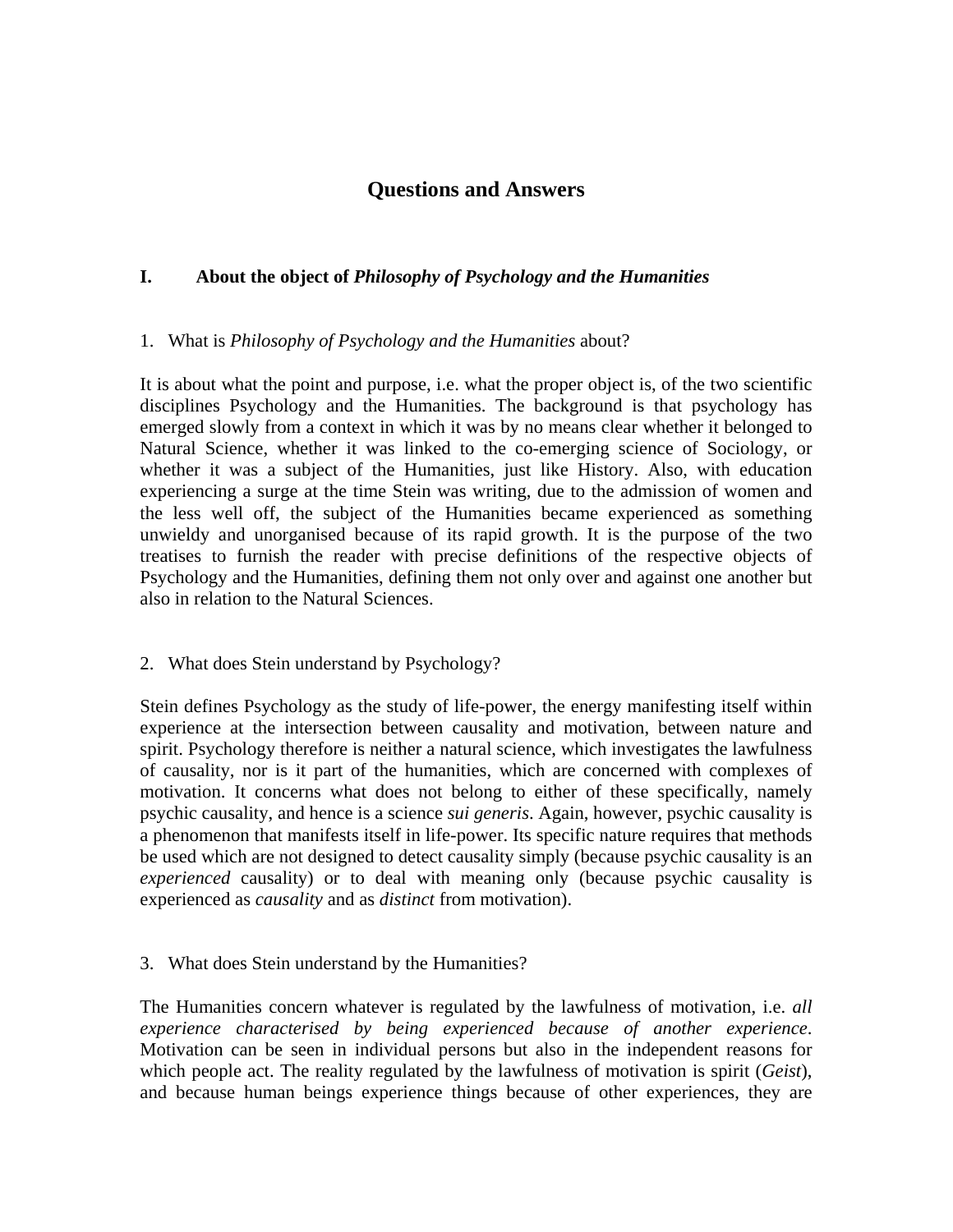# Questions and Answers

## I. About the object of *Philosophy of Psychology and the Humanities*

1. What is *Philosophy of Psychology and the Humanities* about?

It is about what the point and purpose, i.e. what the proper object is, of the two scientific disciplines Psychology and the Humanities. The background is that psychology has emerged slowly from a context in which it was by no means clear whether it belonged to Natural Science, whether it was linked to the co-emerging science of Sociology, or whether it was a subject of the Humanities, just like History. Also, with education experiencing a surge at the time Stein was writing, due to the admission of women and the less well off, the subject of the Humanities became experienced as something unwieldy and unorganised because of its rapid growth. It is the purpose of the two treatises to furnish the reader with precise definitions of the respective objects of Psychology and the Humanities, defining them not only over and against one another but also in relation to the Natural Sciences.

2. What does Stein understand by Psychology?

Stein defines Psychology as the study of life-power, the energy manifesting itself within experience at the intersection between causality and motivation, between nature and spirit. Psychology therefore is neither a natural science, which investigates the lawfulness of causality, nor is it part of the humanities, which are concerned with complexes of motivation. It concerns what does not belong to either of these specifically, namely psychic causality, and hence is a science *sui generis*. Again, however, psychic causality is a phenomenon that manifests itself in life-power. Its specific nature requires that methods be used which are not designed to detect causality simply (because psychic causality is an *experienced* causality) or to deal with meaning only (because psychic causality is experienced as *causality* and as *distinct* from motivation).

3. What does Stein understand by the Humanities?

The Humanities concern whatever is regulated by the lawfulness of motivation, i.e. *all experience characterised by being experienced because of another experience*. Motivation can be seen in individual persons but also in the independent reasons for which people act. The reality regulated by the lawfulness of motivation is spirit (*Geist*), and because human beings experience things because of other experiences, they are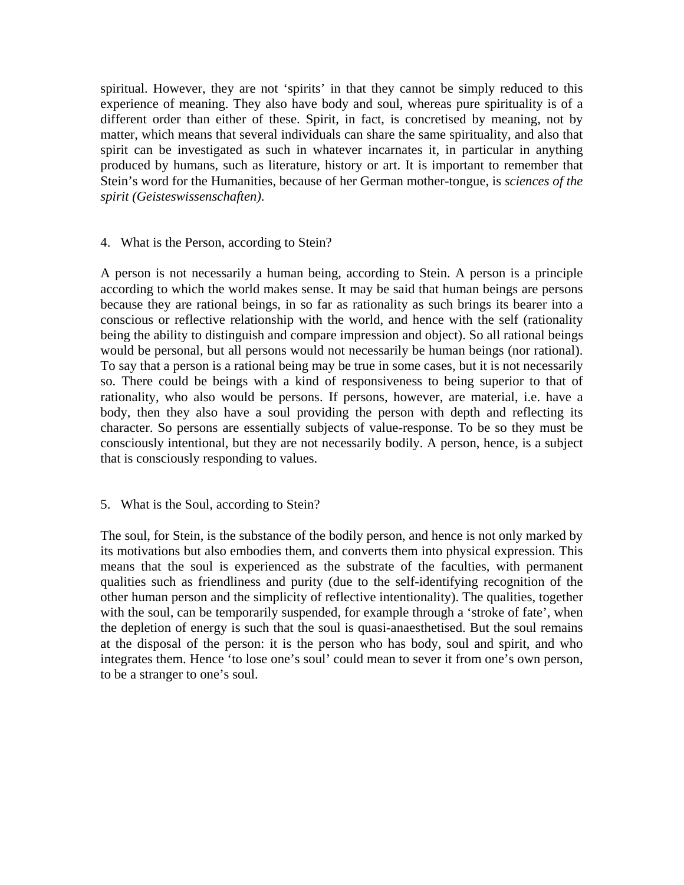spiritual. However, they are not ‘spirits’ in that they cannot be simply reduced to this experience of meaning. They also have body and soul, whereas pure spirituality is of a different order than either of these. Spirit, in fact, is concretised by meaning, not by matter, which means that several individuals can share the same spirituality, and also that spirit can be investigated as such in whatever incarnates it, in particular in anything produced by humans, such as literature, history or art. It is important to remember that Stein’s word for the Humanities, because of her German mother-tongue, is *sciences of the spirit (Geisteswissenschaften).*

4. What is the Person, according to Stein?

A person is not necessarily a human being, according to Stein. A person is a principle according to which the world makes sense. It may be said that human beings are persons because they are rational beings, in so far as rationality as such brings its bearer into a conscious or reflective relationship with the world, and hence with the self (rationality being the ability to distinguish and compare impression and object). So all rational beings would be personal, but all persons would not necessarily be human beings (nor rational). To say that a person is a rational being may be true in some cases, but it is not necessarily so. There could be beings with a kind of responsiveness to being superior to that of rationality, who also would be persons. If persons, however, are material, i.e. have a body, then they also have a soul providing the person with depth and reflecting its character. So persons are essentially subjects of value-response. To be so they must be consciously intentional, but they are not necessarily bodily. A person, hence, is a subject that is consciously responding to values.

5. What is the Soul, according to Stein?

The soul, for Stein, is the substance of the bodily person, and hence is not only marked by its motivations but also embodies them, and converts them into physical expression. This means that the soul is experienced as the substrate of the faculties, with permanent qualities such as friendliness and purity (due to the self-identifying recognition of the other human person and the simplicity of reflective intentionality). The qualities, together with the soul, can be temporarily suspended, for example through a ‘stroke of fate’, when the depletion of energy is such that the soul is quasi-anaesthetised. But the soul remains at the disposal of the person: it is the person who has body, soul and spirit, and who integrates them. Hence ‘to lose one’s soul’ could mean to sever it from one’s own person, to be a stranger to one’s soul.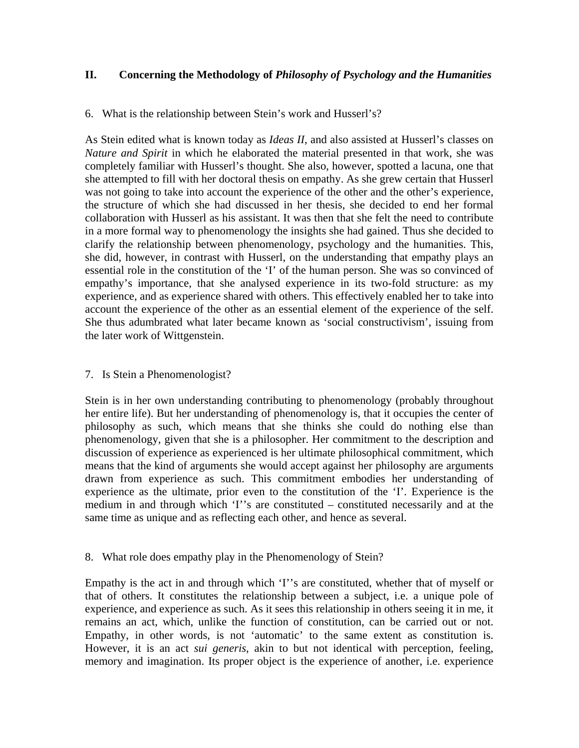## II. Concerning the Methodology of *Philosophy of Psychology and the Humanities*

6. What is the relationship between Stein's work and Husserl's?

As Stein edited what is known today as *Ideas II*, and also assisted at Husserl's classes on *Nature and Spirit* in which he elaborated the material presented in that work, she was completely familiar with Husserl's thought. She also, however, spotted a lacuna, one that she attempted to fill with her doctoral thesis on empathy. As she grew certain that Husserl was not going to take into account the experience of the other and the other's experience, the structure of which she had discussed in her thesis, she decided to end her formal collaboration with Husserl as his assistant. It was then that she felt the need to contribute in a more formal way to phenomenology the insights she had gained. Thus she decided to clarify the relationship between phenomenology, psychology and the humanities. This, she did, however, in contrast with Husserl, on the understanding that empathy plays an essential role in the constitution of the 'I' of the human person. She was so convinced of empathy's importance, that she analysed experience in its two-fold structure: as my experience, and as experience shared with others. This effectively enabled her to take into account the experience of the other as an essential element of the experience of the self. She thus adumbrated what later became known as 'social constructivism', issuing from the later work of Wittgenstein.

7. Is Stein a Phenomenologist?

Stein is in her own understanding contributing to phenomenology (probably throughout her entire life). But her understanding of phenomenology is, that it occupies the center of philosophy as such, which means that she thinks she could do nothing else than phenomenology, given that she is a philosopher. Her commitment to the description and discussion of experience as experienced is her ultimate philosophical commitment, which means that the kind of arguments she would accept against her philosophy are arguments drawn from experience as such. This commitment embodies her understanding of experience as the ultimate, prior even to the constitution of the 'I'. Experience is the medium in and through which 'I''s are constituted – constituted necessarily and at the same time as unique and as reflecting each other, and hence as several.

8. What role does empathy play in the Phenomenology of Stein?

Empathy is the act in and through which 'I''s are constituted, whether that of myself or that of others. It constitutes the relationship between a subject, i.e. a unique pole of experience, and experience as such. As it sees this relationship in others seeing it in me, it remains an act, which, unlike the function of constitution, can be carried out or not. Empathy, in other words, is not 'automatic' to the same extent as constitution is. However, it is an act *sui generis*, akin to but not identical with perception, feeling, memory and imagination. Its proper object is the experience of another, i.e. experience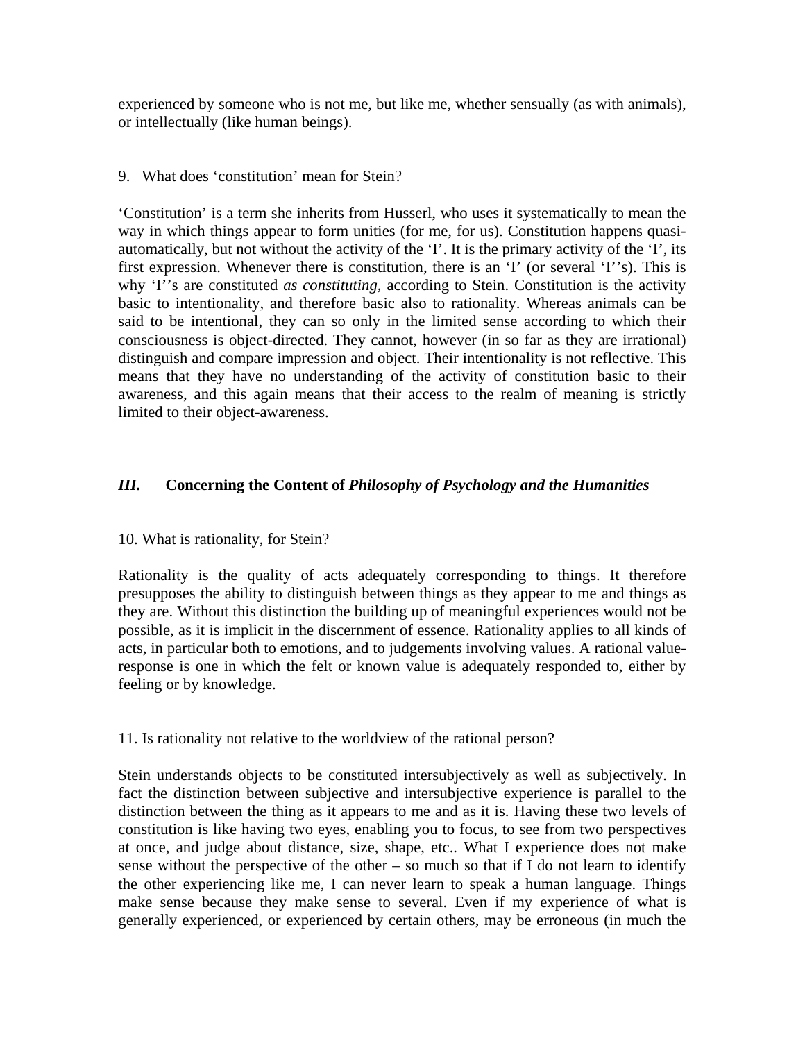experienced by someone who is not me, but like me, whether sensually (as with animals), or intellectually (like human beings).

9. What does 'constitution' mean for Stein?

'Constitution' is a term she inherits from Husserl, who uses it systematically to mean the way in which things appear to form unities (for me, for us). Constitution happens quasi-automatically, but not without the activity of the 'I'. It is the primary activity of the 'I', its first expression. Whenever there is constitution, there is an 'I' (or several 'I''s). This is why 'I''s are constituted *as constituting*, according to Stein. Constitution is the activity basic to intentionality, and therefore basic also to rationality. Whereas animals can be said to be intentional, they can so only in the limited sense according to which their consciousness is object-directed. They cannot, however (in so far as they are irrational) distinguish and compare impression and object. Their intentionality is not reflective. This means that they have no understanding of the activity of constitution basic to their awareness, and this again means that their access to the realm of meaning is strictly limited to their object-awareness.

## *III.* Concerning the Content of *Philosophy of Psychology and the Humanities*

10. What is rationality, for Stein?

Rationality is the quality of acts adequately corresponding to things. It therefore presupposes the ability to distinguish between things as they appear to me and things as they are. Without this distinction the building up of meaningful experiences would not be possible, as it is implicit in the discernment of essence. Rationality applies to all kinds of acts, in particular both to emotions, and to judgements involving values. A rational value-response is one in which the felt or known value is adequately responded to, either by feeling or by knowledge.

11. Is rationality not relative to the worldview of the rational person?

Stein understands objects to be constituted intersubjectively as well as subjectively. In fact the distinction between subjective and intersubjective experience is parallel to the distinction between the thing as it appears to me and as it is. Having these two levels of constitution is like having two eyes, enabling you to focus, to see from two perspectives at once, and judge about distance, size, shape, etc.. What I experience does not make sense without the perspective of the other – so much so that if I do not learn to identify the other experiencing like me, I can never learn to speak a human language. Things make sense because they make sense to several. Even if my experience of what is generally experienced, or experienced by certain others, may be erroneous (in much the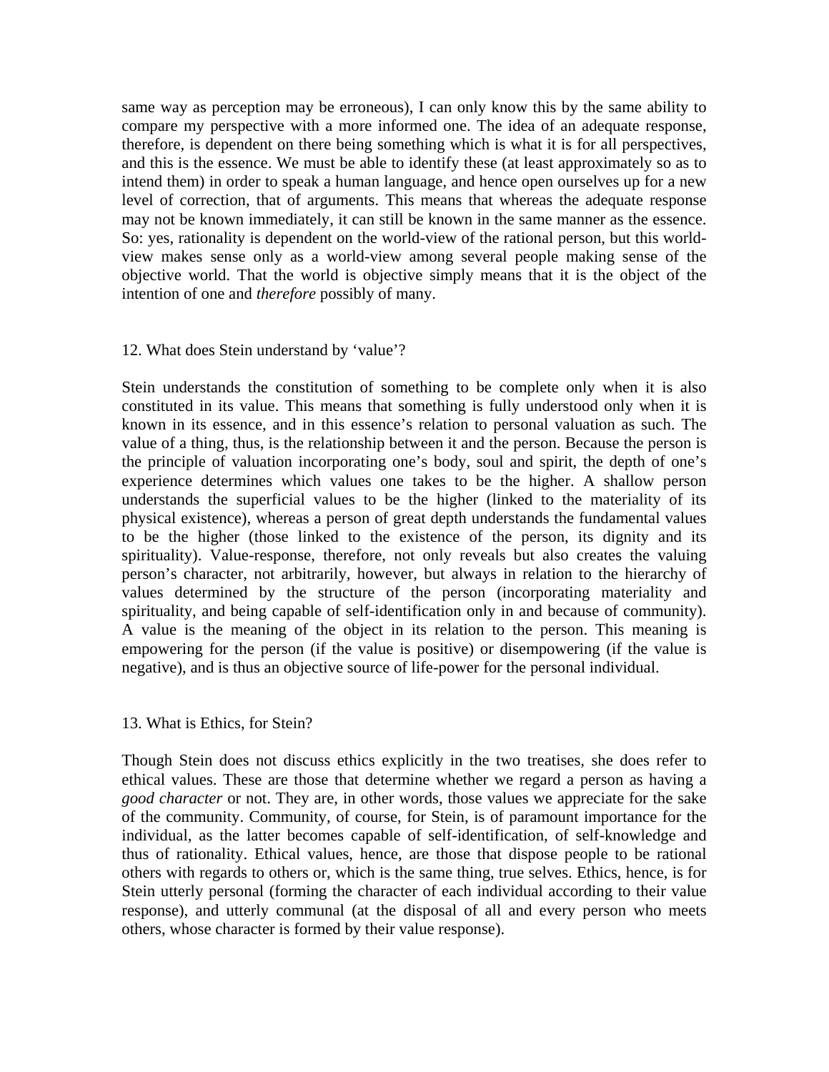same way as perception may be erroneous), I can only know this by the same ability to compare my perspective with a more informed one. The idea of an adequate response, therefore, is dependent on there being something which is what it is for all perspectives, and this is the essence. We must be able to identify these (at least approximately so as to intend them) in order to speak a human language, and hence open ourselves up for a new level of correction, that of arguments. This means that whereas the adequate response may not be known immediately, it can still be known in the same manner as the essence. So: yes, rationality is dependent on the world-view of the rational person, but this world-view makes sense only as a world-view among several people making sense of the objective world. That the world is objective simply means that it is the object of the intention of one and *therefore* possibly of many.

12. What does Stein understand by 'value'?

Stein understands the constitution of something to be complete only when it is also constituted in its value. This means that something is fully understood only when it is known in its essence, and in this essence's relation to personal valuation as such. The value of a thing, thus, is the relationship between it and the person. Because the person is the principle of valuation incorporating one's body, soul and spirit, the depth of one's experience determines which values one takes to be the higher. A shallow person understands the superficial values to be the higher (linked to the materiality of its physical existence), whereas a person of great depth understands the fundamental values to be the higher (those linked to the existence of the person, its dignity and its spirituality). Value-response, therefore, not only reveals but also creates the valuing person's character, not arbitrarily, however, but always in relation to the hierarchy of values determined by the structure of the person (incorporating materiality and spirituality, and being capable of self-identification only in and because of community). A value is the meaning of the object in its relation to the person. This meaning is empowering for the person (if the value is positive) or disempowering (if the value is negative), and is thus an objective source of life-power for the personal individual.

13. What is Ethics, for Stein?

Though Stein does not discuss ethics explicitly in the two treatises, she does refer to ethical values. These are those that determine whether we regard a person as having a *good character* or not. They are, in other words, those values we appreciate for the sake of the community. Community, of course, for Stein, is of paramount importance for the individual, as the latter becomes capable of self-identification, of self-knowledge and thus of rationality. Ethical values, hence, are those that dispose people to be rational others with regards to others or, which is the same thing, true selves. Ethics, hence, is for Stein utterly personal (forming the character of each individual according to their value response), and utterly communal (at the disposal of all and every person who meets others, whose character is formed by their value response).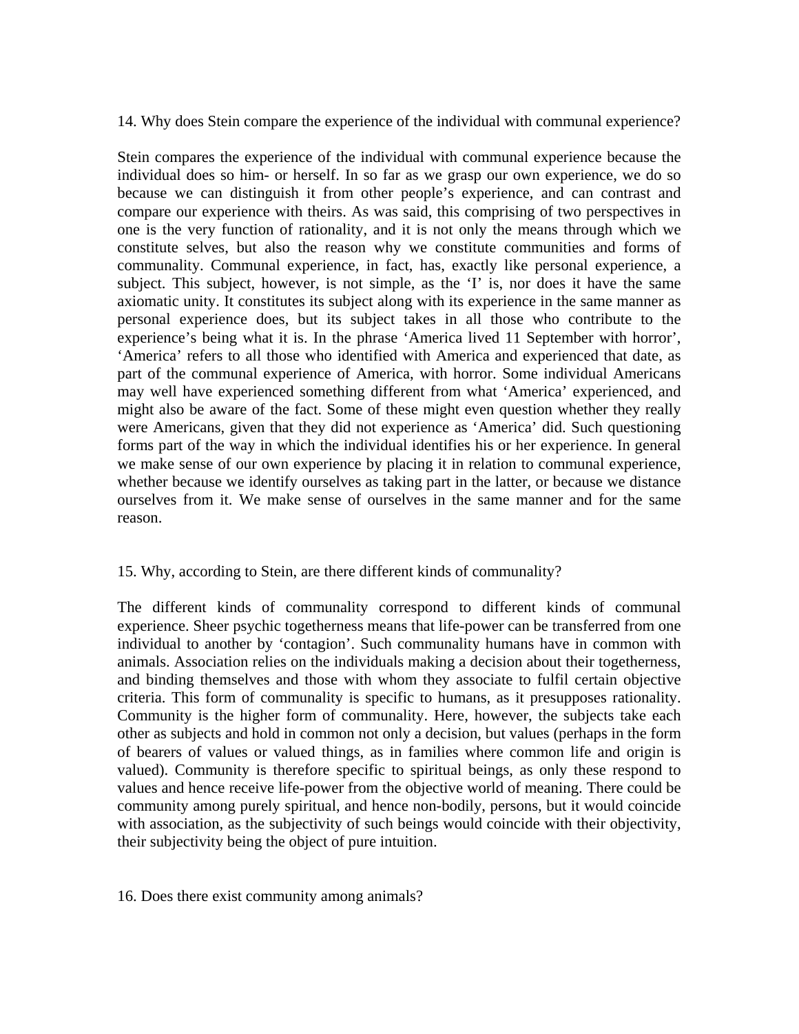14. Why does Stein compare the experience of the individual with communal experience?

Stein compares the experience of the individual with communal experience because the individual does so him- or herself. In so far as we grasp our own experience, we do so because we can distinguish it from other people's experience, and can contrast and compare our experience with theirs. As was said, this comprising of two perspectives in one is the very function of rationality, and it is not only the means through which we constitute selves, but also the reason why we constitute communities and forms of communality. Communal experience, in fact, has, exactly like personal experience, a subject. This subject, however, is not simple, as the 'I' is, nor does it have the same axiomatic unity. It constitutes its subject along with its experience in the same manner as personal experience does, but its subject takes in all those who contribute to the experience's being what it is. In the phrase 'America lived 11 September with horror', 'America' refers to all those who identified with America and experienced that date, as part of the communal experience of America, with horror. Some individual Americans may well have experienced something different from what 'America' experienced, and might also be aware of the fact. Some of these might even question whether they really were Americans, given that they did not experience as 'America' did. Such questioning forms part of the way in which the individual identifies his or her experience. In general we make sense of our own experience by placing it in relation to communal experience, whether because we identify ourselves as taking part in the latter, or because we distance ourselves from it. We make sense of ourselves in the same manner and for the same reason.

15. Why, according to Stein, are there different kinds of communality?

The different kinds of communality correspond to different kinds of communal experience. Sheer psychic togetherness means that life-power can be transferred from one individual to another by 'contagion'. Such communality humans have in common with animals. Association relies on the individuals making a decision about their togetherness, and binding themselves and those with whom they associate to fulfil certain objective criteria. This form of communality is specific to humans, as it presupposes rationality. Community is the higher form of communality. Here, however, the subjects take each other as subjects and hold in common not only a decision, but values (perhaps in the form of bearers of values or valued things, as in families where common life and origin is valued). Community is therefore specific to spiritual beings, as only these respond to values and hence receive life-power from the objective world of meaning. There could be community among purely spiritual, and hence non-bodily, persons, but it would coincide with association, as the subjectivity of such beings would coincide with their objectivity, their subjectivity being the object of pure intuition.

16. Does there exist community among animals?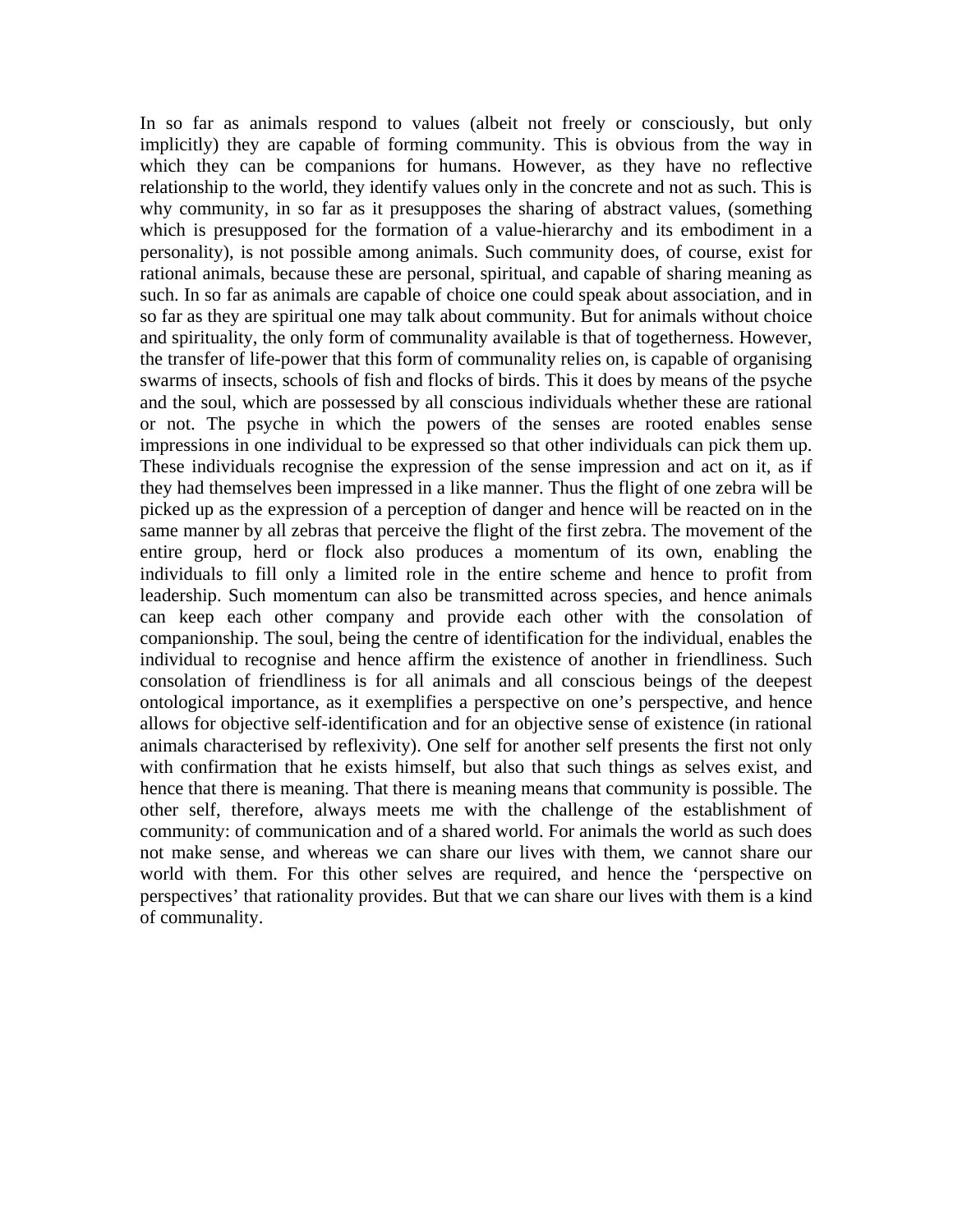In so far as animals respond to values (albeit not freely or consciously, but only implicitly) they are capable of forming community. This is obvious from the way in which they can be companions for humans. However, as they have no reflective relationship to the world, they identify values only in the concrete and not as such. This is why community, in so far as it presupposes the sharing of abstract values, (something which is presupposed for the formation of a value-hierarchy and its embodiment in a personality), is not possible among animals. Such community does, of course, exist for rational animals, because these are personal, spiritual, and capable of sharing meaning as such. In so far as animals are capable of choice one could speak about association, and in so far as they are spiritual one may talk about community. But for animals without choice and spirituality, the only form of communality available is that of togetherness. However, the transfer of life-power that this form of communality relies on, is capable of organising swarms of insects, schools of fish and flocks of birds. This it does by means of the psyche and the soul, which are possessed by all conscious individuals whether these are rational or not. The psyche in which the powers of the senses are rooted enables sense impressions in one individual to be expressed so that other individuals can pick them up. These individuals recognise the expression of the sense impression and act on it, as if they had themselves been impressed in a like manner. Thus the flight of one zebra will be picked up as the expression of a perception of danger and hence will be reacted on in the same manner by all zebras that perceive the flight of the first zebra. The movement of the entire group, herd or flock also produces a momentum of its own, enabling the individuals to fill only a limited role in the entire scheme and hence to profit from leadership. Such momentum can also be transmitted across species, and hence animals can keep each other company and provide each other with the consolation of companionship. The soul, being the centre of identification for the individual, enables the individual to recognise and hence affirm the existence of another in friendliness. Such consolation of friendliness is for all animals and all conscious beings of the deepest ontological importance, as it exemplifies a perspective on one's perspective, and hence allows for objective self-identification and for an objective sense of existence (in rational animals characterised by reflexivity). One self for another self presents the first not only with confirmation that he exists himself, but also that such things as selves exist, and hence that there is meaning. That there is meaning means that community is possible. The other self, therefore, always meets me with the challenge of the establishment of community: of communication and of a shared world. For animals the world as such does not make sense, and whereas we can share our lives with them, we cannot share our world with them. For this other selves are required, and hence the 'perspective on perspectives' that rationality provides. But that we can share our lives with them is a kind of communality.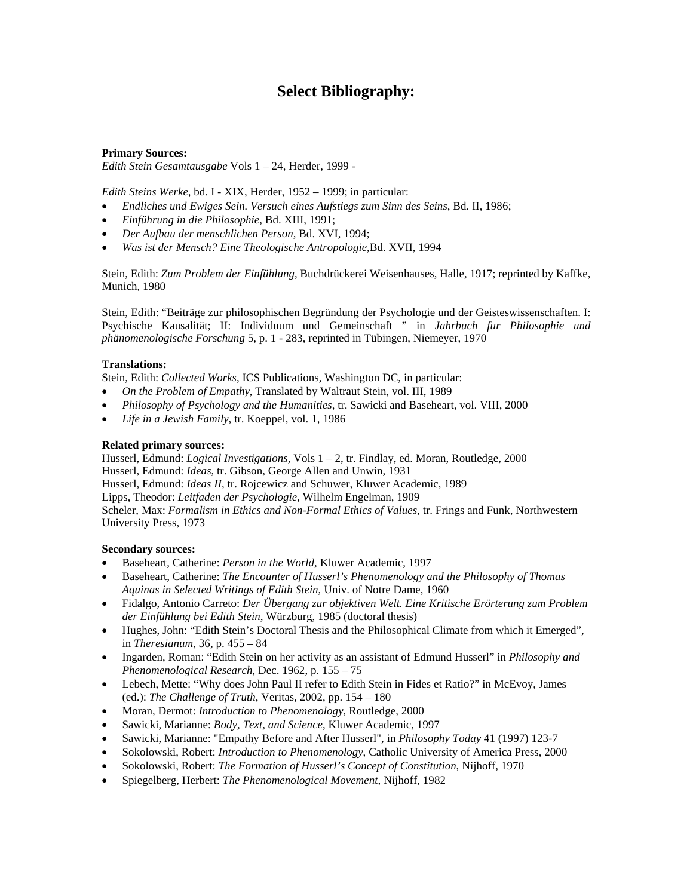# Select Bibliography:

**Primary Sources:**
*Edith Stein Gesamtausgabe* Vols 1 – 24, Herder, 1999 -

*Edith Steins Werke*, bd. I - XIX, Herder, 1952 – 1999; in particular:

- *Endliches und Ewiges Sein. Versuch eines Aufstiegs zum Sinn des Seins*, Bd. II, 1986;
- *Einführung in die Philosophie*, Bd. XIII, 1991;
- *Der Aufbau der menschlichen Person*, Bd. XVI, 1994;
- *Was ist der Mensch? Eine Theologische Antropologie*,Bd. XVII, 1994

Stein, Edith: *Zum Problem der Einfühlung*, Buchdrückerei Weisenhauses, Halle, 1917; reprinted by Kaffke, Munich, 1980

Stein, Edith: "Beiträge zur philosophischen Begründung der Psychologie und der Geisteswissenschaften. I: Psychische Kausalität; II: Individuum und Gemeinschaft " in *Jahrbuch fur Philosophie und phänomenologische Forschung* 5, p. 1 - 283, reprinted in Tübingen, Niemeyer, 1970

**Translations:**
Stein, Edith: *Collected Works*, ICS Publications, Washington DC, in particular:

- *On the Problem of Empathy*, Translated by Waltraut Stein, vol. III, 1989
- *Philosophy of Psychology and the Humanities*, tr. Sawicki and Baseheart, vol. VIII, 2000
- *Life in a Jewish Family*, tr. Koeppel, vol. 1, 1986

**Related primary sources:**
Husserl, Edmund: *Logical Investigations,* Vols 1 – 2, tr. Findlay, ed. Moran, Routledge, 2000
Husserl, Edmund: *Ideas*, tr. Gibson, George Allen and Unwin, 1931
Husserl, Edmund: *Ideas II*, tr. Rojcewicz and Schuwer, Kluwer Academic, 1989
Lipps, Theodor: *Leitfaden der Psychologie*, Wilhelm Engelman, 1909
Scheler, Max: *Formalism in Ethics and Non-Formal Ethics of Values*, tr. Frings and Funk, Northwestern University Press, 1973

**Secondary sources:**

- Baseheart, Catherine: *Person in the World*, Kluwer Academic, 1997
- Baseheart, Catherine: *The Encounter of Husserl's Phenomenology and the Philosophy of Thomas Aquinas in Selected Writings of Edith Stein*, Univ. of Notre Dame, 1960
- Fidalgo, Antonio Carreto: *Der Übergang zur objektiven Welt. Eine Kritische Erörterung zum Problem der Einfühlung bei Edith Stein*, Würzburg, 1985 (doctoral thesis)
- Hughes, John: "Edith Stein's Doctoral Thesis and the Philosophical Climate from which it Emerged", in *Theresianum*, 36, p. 455 – 84
- Ingarden, Roman: "Edith Stein on her activity as an assistant of Edmund Husserl" in *Philosophy and Phenomenological Research,* Dec. 1962, p. 155 – 75
- Lebech, Mette: "Why does John Paul II refer to Edith Stein in Fides et Ratio?" in McEvoy, James (ed.): *The Challenge of Truth*, Veritas, 2002, pp. 154 – 180
- Moran, Dermot: *Introduction to Phenomenology*, Routledge, 2000
- Sawicki, Marianne: *Body, Text, and Science*, Kluwer Academic, 1997
- Sawicki, Marianne: "Empathy Before and After Husserl", in *Philosophy Today* 41 (1997) 123-7
- Sokolowski, Robert: *Introduction to Phenomenology*, Catholic University of America Press, 2000
- Sokolowski, Robert: *The Formation of Husserl's Concept of Constitution*, Nijhoff, 1970
- Spiegelberg, Herbert: *The Phenomenological Movement,* Nijhoff, 1982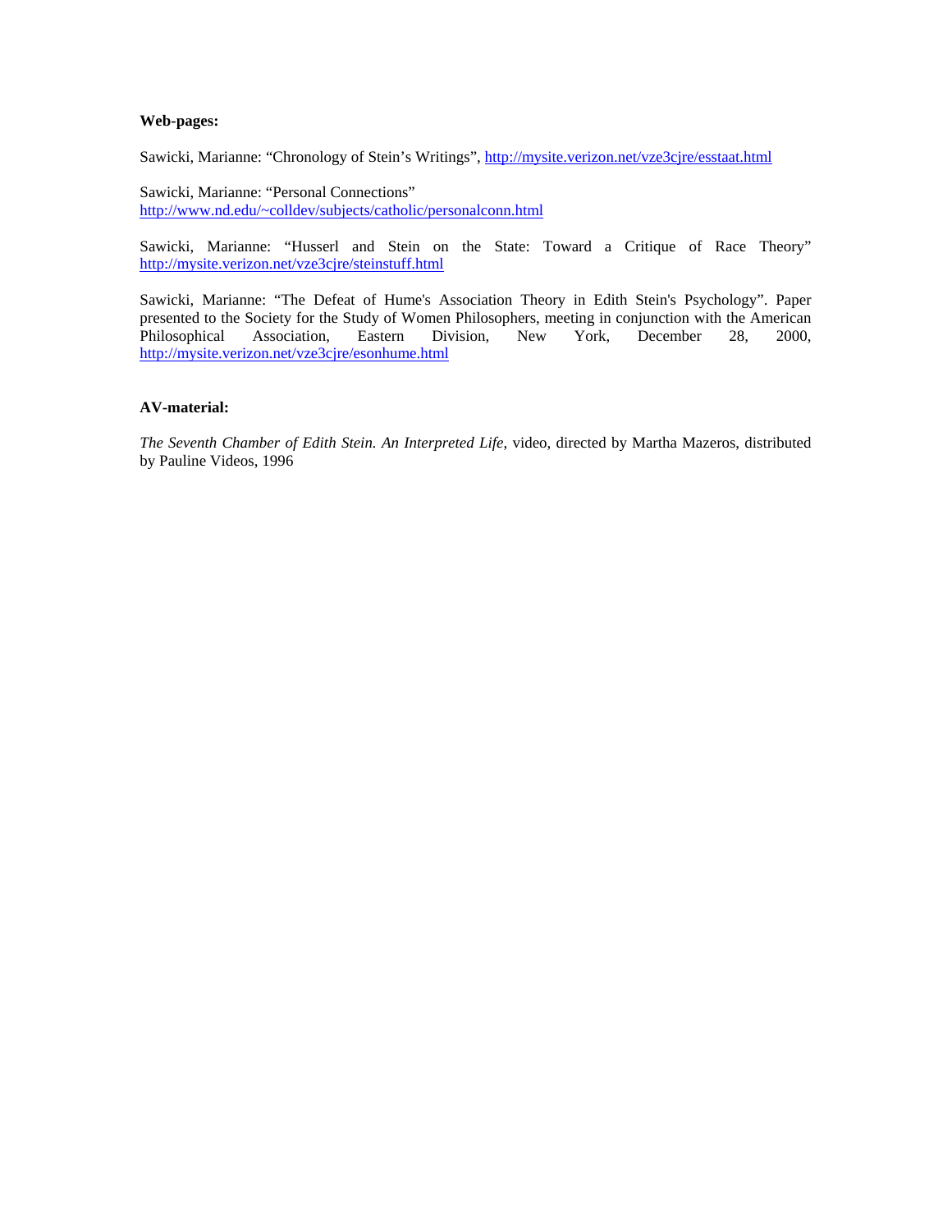**Web-pages:**

Sawicki, Marianne: "Chronology of Stein's Writings", http://mysite.verizon.net/vze3cjre/esstaat.html

Sawicki, Marianne: "Personal Connections" http://www.nd.edu/~colldev/subjects/catholic/personalconn.html

Sawicki, Marianne: "Husserl and Stein on the State: Toward a Critique of Race Theory" http://mysite.verizon.net/vze3cjre/steinstuff.html

Sawicki, Marianne: "The Defeat of Hume's Association Theory in Edith Stein's Psychology". Paper presented to the Society for the Study of Women Philosophers, meeting in conjunction with the American Philosophical Association, Eastern Division, New York, December 28, 2000, http://mysite.verizon.net/vze3cjre/esonhume.html

**AV-material:**

*The Seventh Chamber of Edith Stein. An Interpreted Life*, video, directed by Martha Mazeros, distributed by Pauline Videos, 1996